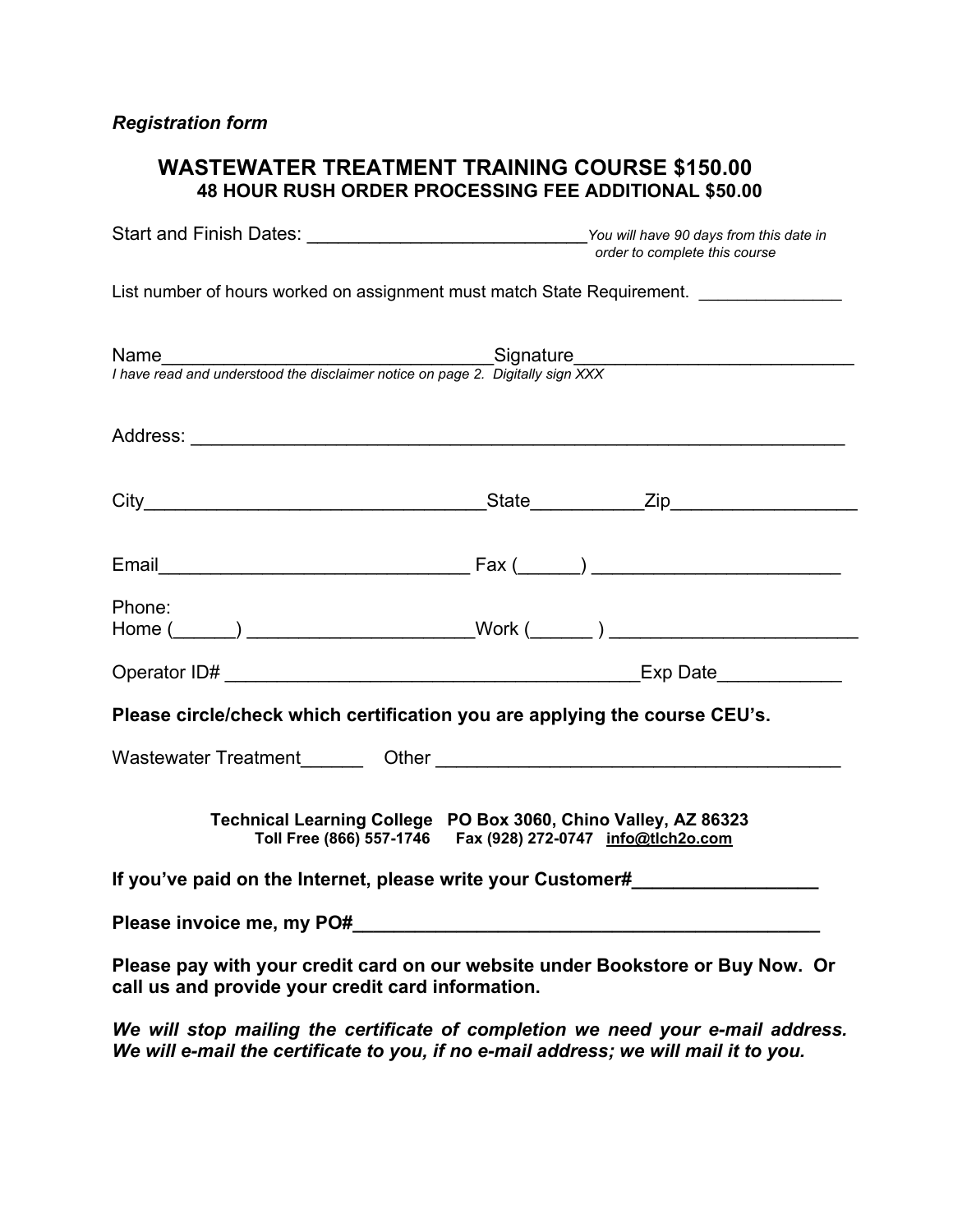*Registration form*

# WASTEWATER TREATMENT TRAINING COURSE $150.00

## 48 HOUR RUSH ORDER PROCESSING FEE ADDITIONAL $50.00

Start and Finish Dates: ____________________________ *You will have 90 days from this date in order to complete this course*

List number of hours worked on assignment must match State Requirement. _______________

Name_________________________________Signature___________________________

*I have read and understood the disclaimer notice on page 2. Digitally sign XXX*

Address: _________________________________________________________________

City__________________________________State___________Zip__________________

Email_______________________________ Fax (______) ________________________

Phone:
Home (______) ______________________Work (______ ) ________________________

Operator ID# _________________________________________Exp Date____________

**Please circle/check which certification you are applying the course CEU's.**

Wastewater Treatment______ Other ________________________________________

**Technical Learning College PO Box 3060, Chino Valley, AZ 86323**
**Toll Free (866) 557-1746 Fax (928) 272-0747 info@tlch2o.com**

**If you've paid on the Internet, please write your Customer#__________________**

**Please invoice me, my PO#_______________________________________________**

**Please pay with your credit card on our website under Bookstore or Buy Now. Or call us and provide your credit card information.**

***We will stop mailing the certificate of completion we need your e-mail address. We will e-mail the certificate to you, if no e-mail address; we will mail it to you.***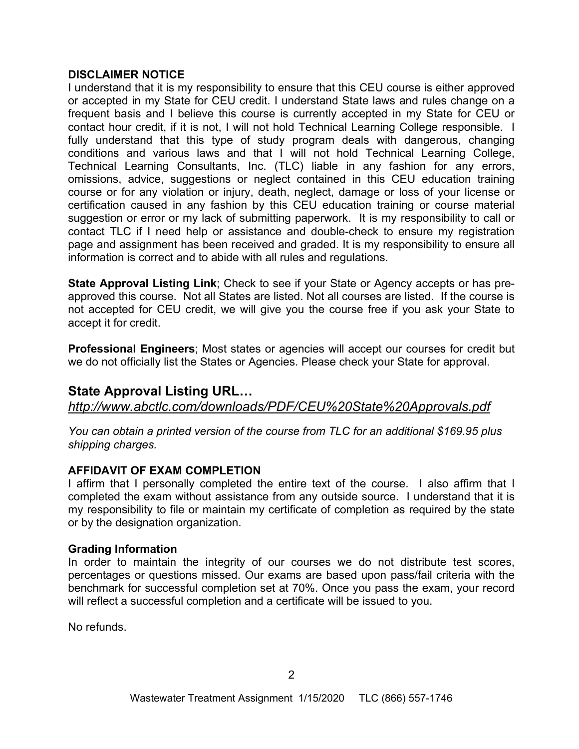**DISCLAIMER NOTICE**

I understand that it is my responsibility to ensure that this CEU course is either approved or accepted in my State for CEU credit. I understand State laws and rules change on a frequent basis and I believe this course is currently accepted in my State for CEU or contact hour credit, if it is not, I will not hold Technical Learning College responsible. I fully understand that this type of study program deals with dangerous, changing conditions and various laws and that I will not hold Technical Learning College, Technical Learning Consultants, Inc. (TLC) liable in any fashion for any errors, omissions, advice, suggestions or neglect contained in this CEU education training course or for any violation or injury, death, neglect, damage or loss of your license or certification caused in any fashion by this CEU education training or course material suggestion or error or my lack of submitting paperwork. It is my responsibility to call or contact TLC if I need help or assistance and double-check to ensure my registration page and assignment has been received and graded. It is my responsibility to ensure all information is correct and to abide with all rules and regulations.

**State Approval Listing Link**; Check to see if your State or Agency accepts or has pre-approved this course. Not all States are listed. Not all courses are listed. If the course is not accepted for CEU credit, we will give you the course free if you ask your State to accept it for credit.

**Professional Engineers**; Most states or agencies will accept our courses for credit but we do not officially list the States or Agencies. Please check your State for approval.

## State Approval Listing URL…

*http://www.abctlc.com/downloads/PDF/CEU%20State%20Approvals.pdf*

*You can obtain a printed version of the course from TLC for an additional $169.95 plus shipping charges.*

**AFFIDAVIT OF EXAM COMPLETION**

I affirm that I personally completed the entire text of the course. I also affirm that I completed the exam without assistance from any outside source. I understand that it is my responsibility to file or maintain my certificate of completion as required by the state or by the designation organization.

**Grading Information**

In order to maintain the integrity of our courses we do not distribute test scores, percentages or questions missed. Our exams are based upon pass/fail criteria with the benchmark for successful completion set at 70%. Once you pass the exam, your record will reflect a successful completion and a certificate will be issued to you.

No refunds.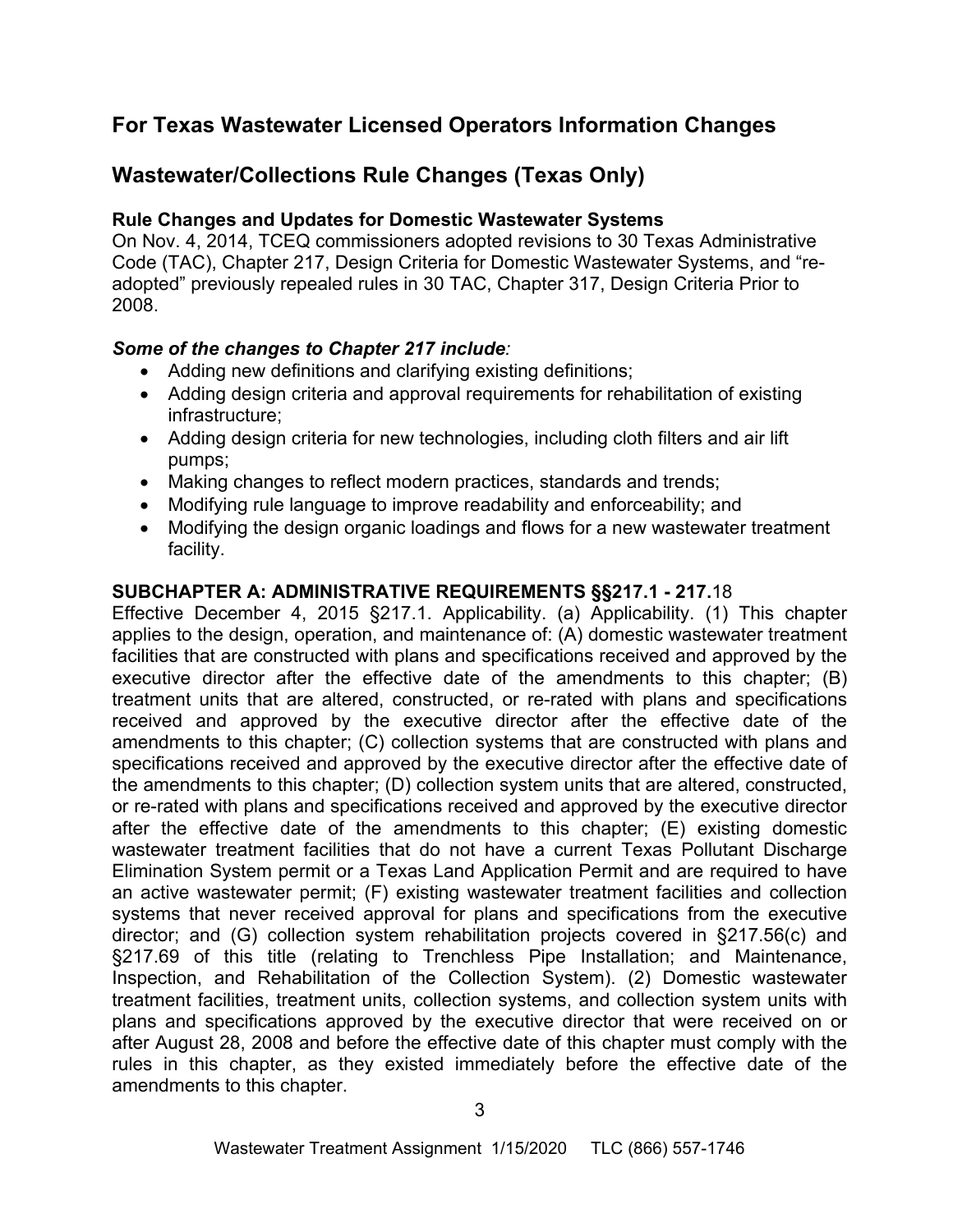## For Texas Wastewater Licensed Operators Information Changes

## Wastewater/Collections Rule Changes (Texas Only)

**Rule Changes and Updates for Domestic Wastewater Systems**

On Nov. 4, 2014, TCEQ commissioners adopted revisions to 30 Texas Administrative Code (TAC), Chapter 217, Design Criteria for Domestic Wastewater Systems, and "re-adopted" previously repealed rules in 30 TAC, Chapter 317, Design Criteria Prior to 2008.

***Some of the changes to Chapter 217 include:***

- Adding new definitions and clarifying existing definitions;
- Adding design criteria and approval requirements for rehabilitation of existing infrastructure;
- Adding design criteria for new technologies, including cloth filters and air lift pumps;
- Making changes to reflect modern practices, standards and trends;
- Modifying rule language to improve readability and enforceability; and
- Modifying the design organic loadings and flows for a new wastewater treatment facility.

**SUBCHAPTER A: ADMINISTRATIVE REQUIREMENTS §§217.1 - 217.**18

Effective December 4, 2015 §217.1. Applicability. (a) Applicability. (1) This chapter applies to the design, operation, and maintenance of: (A) domestic wastewater treatment facilities that are constructed with plans and specifications received and approved by the executive director after the effective date of the amendments to this chapter; (B) treatment units that are altered, constructed, or re-rated with plans and specifications received and approved by the executive director after the effective date of the amendments to this chapter; (C) collection systems that are constructed with plans and specifications received and approved by the executive director after the effective date of the amendments to this chapter; (D) collection system units that are altered, constructed, or re-rated with plans and specifications received and approved by the executive director after the effective date of the amendments to this chapter; (E) existing domestic wastewater treatment facilities that do not have a current Texas Pollutant Discharge Elimination System permit or a Texas Land Application Permit and are required to have an active wastewater permit; (F) existing wastewater treatment facilities and collection systems that never received approval for plans and specifications from the executive director; and (G) collection system rehabilitation projects covered in §217.56(c) and §217.69 of this title (relating to Trenchless Pipe Installation; and Maintenance, Inspection, and Rehabilitation of the Collection System). (2) Domestic wastewater treatment facilities, treatment units, collection systems, and collection system units with plans and specifications approved by the executive director that were received on or after August 28, 2008 and before the effective date of this chapter must comply with the rules in this chapter, as they existed immediately before the effective date of the amendments to this chapter.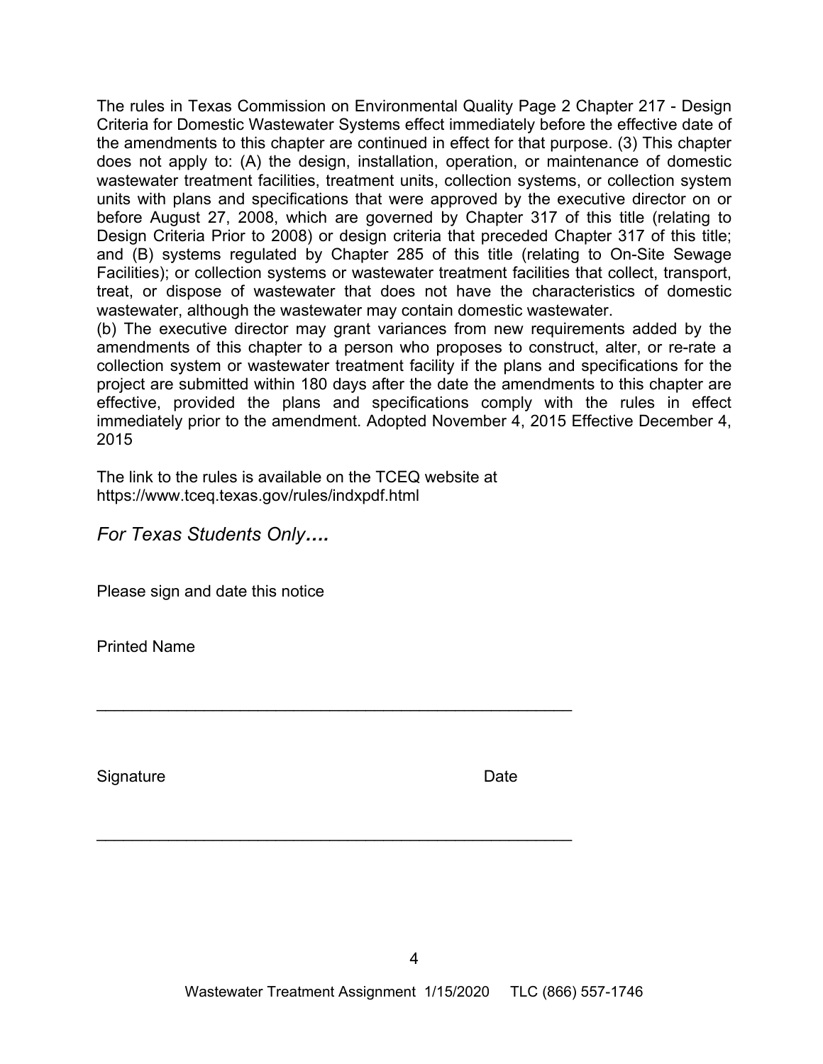The rules in Texas Commission on Environmental Quality Page 2 Chapter 217 - Design Criteria for Domestic Wastewater Systems effect immediately before the effective date of the amendments to this chapter are continued in effect for that purpose. (3) This chapter does not apply to: (A) the design, installation, operation, or maintenance of domestic wastewater treatment facilities, treatment units, collection systems, or collection system units with plans and specifications that were approved by the executive director on or before August 27, 2008, which are governed by Chapter 317 of this title (relating to Design Criteria Prior to 2008) or design criteria that preceded Chapter 317 of this title; and (B) systems regulated by Chapter 285 of this title (relating to On-Site Sewage Facilities); or collection systems or wastewater treatment facilities that collect, transport, treat, or dispose of wastewater that does not have the characteristics of domestic wastewater, although the wastewater may contain domestic wastewater.

(b) The executive director may grant variances from new requirements added by the amendments of this chapter to a person who proposes to construct, alter, or re-rate a collection system or wastewater treatment facility if the plans and specifications for the project are submitted within 180 days after the date the amendments to this chapter are effective, provided the plans and specifications comply with the rules in effect immediately prior to the amendment. Adopted November 4, 2015 Effective December 4, 2015

The link to the rules is available on the TCEQ website at https://www.tceq.texas.gov/rules/indxpdf.html

*For Texas Students Only….*

Please sign and date this notice

Printed Name

\_\_\_\_\_\_\_\_\_\_\_\_\_\_\_\_\_\_\_\_\_\_\_\_\_\_\_\_\_\_\_\_\_\_\_\_\_\_\_\_\_\_\_\_\_\_\_\_\_\_\_\_

Signature                                                                 Date

\_\_\_\_\_\_\_\_\_\_\_\_\_\_\_\_\_\_\_\_\_\_\_\_\_\_\_\_\_\_\_\_\_\_\_\_\_\_\_\_\_\_\_\_\_\_\_\_\_\_\_\_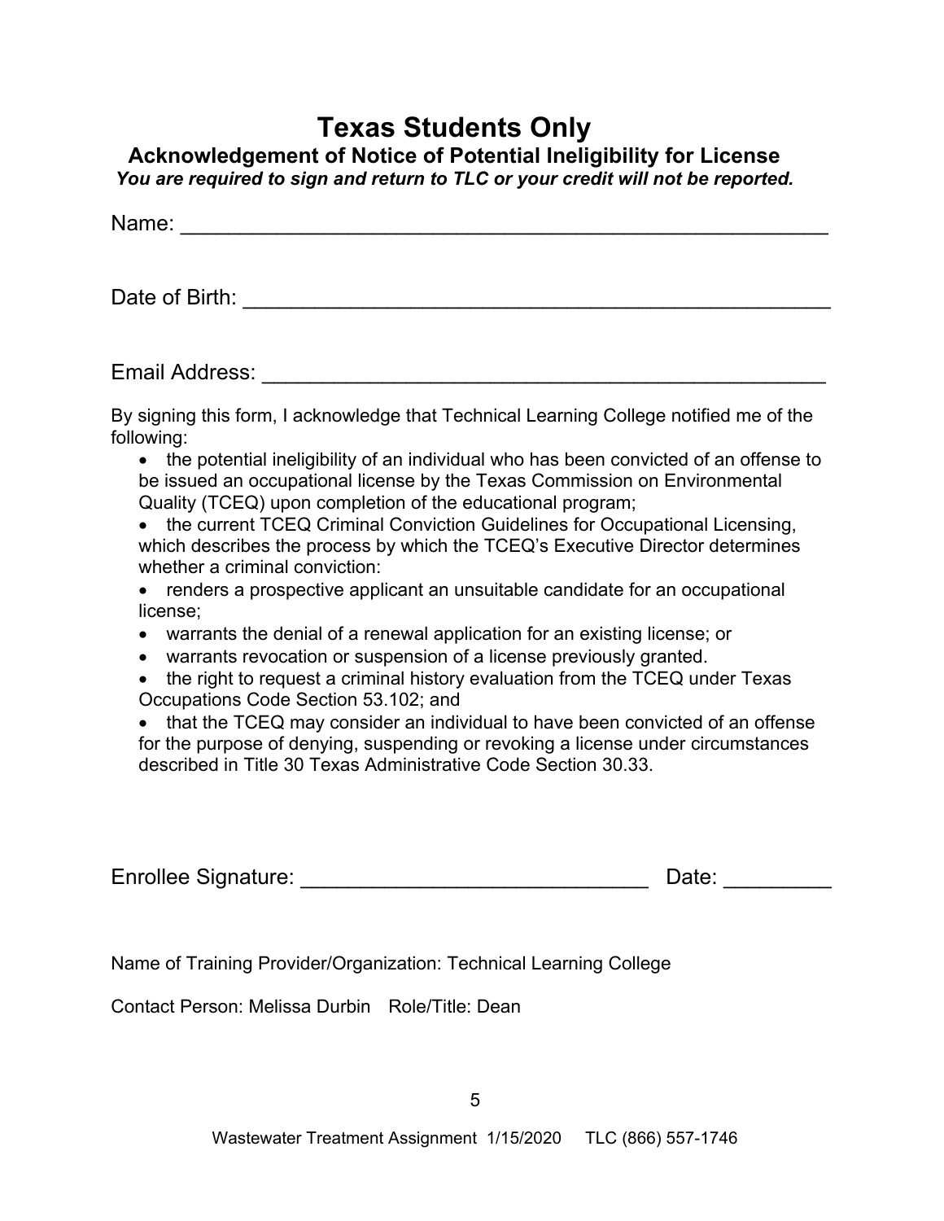# Texas Students Only

### Acknowledgement of Notice of Potential Ineligibility for License

***You are required to sign and return to TLC or your credit will not be reported.***

Name: ___________________________________________________

Date of Birth: ______________________________________________

Email Address: _____________________________________________

By signing this form, I acknowledge that Technical Learning College notified me of the following:

- the potential ineligibility of an individual who has been convicted of an offense to be issued an occupational license by the Texas Commission on Environmental Quality (TCEQ) upon completion of the educational program;
- the current TCEQ Criminal Conviction Guidelines for Occupational Licensing, which describes the process by which the TCEQ's Executive Director determines whether a criminal conviction:
- renders a prospective applicant an unsuitable candidate for an occupational license;
- warrants the denial of a renewal application for an existing license; or
- warrants revocation or suspension of a license previously granted.
- the right to request a criminal history evaluation from the TCEQ under Texas Occupations Code Section 53.102; and
- that the TCEQ may consider an individual to have been convicted of an offense for the purpose of denying, suspending or revoking a license under circumstances described in Title 30 Texas Administrative Code Section 30.33.

Enrollee Signature: ______________________________ Date: _________

Name of Training Provider/Organization: Technical Learning College

Contact Person: Melissa Durbin Role/Title: Dean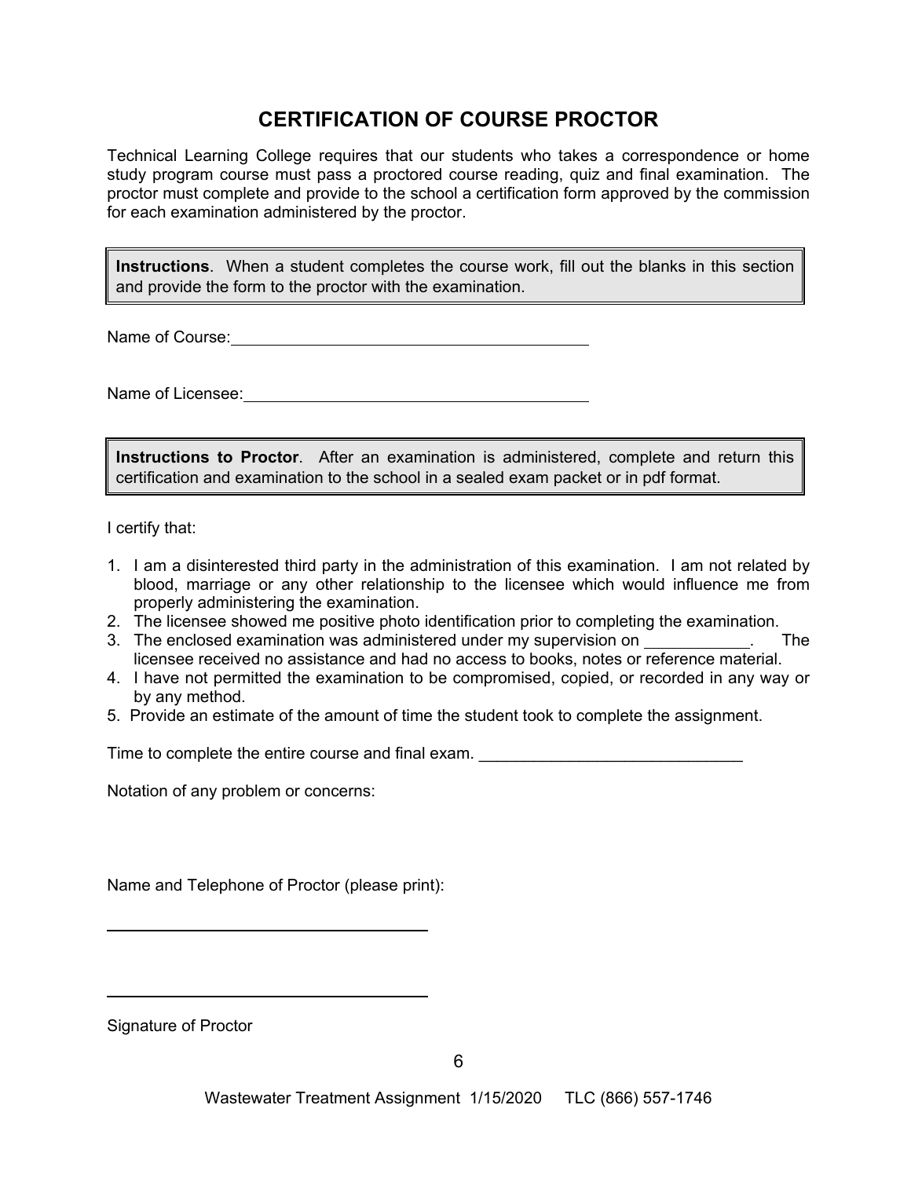# CERTIFICATION OF COURSE PROCTOR

Technical Learning College requires that our students who takes a correspondence or home study program course must pass a proctored course reading, quiz and final examination. The proctor must complete and provide to the school a certification form approved by the commission for each examination administered by the proctor.

> **Instructions**. When a student completes the course work, fill out the blanks in this section and provide the form to the proctor with the examination.

Name of Course: ________________________________________

Name of Licensee: ________________________________________

> **Instructions to Proctor**. After an examination is administered, complete and return this certification and examination to the school in a sealed exam packet or in pdf format.

I certify that:

1. I am a disinterested third party in the administration of this examination. I am not related by blood, marriage or any other relationship to the licensee which would influence me from properly administering the examination.
2. The licensee showed me positive photo identification prior to completing the examination.
3. The enclosed examination was administered under my supervision on ____________. The licensee received no assistance and had no access to books, notes or reference material.
4. I have not permitted the examination to be compromised, copied, or recorded in any way or by any method.
5. Provide an estimate of the amount of time the student took to complete the assignment.

Time to complete the entire course and final exam. ______________________________

Notation of any problem or concerns:

Name and Telephone of Proctor (please print):

________________________________________

________________________________________

Signature of Proctor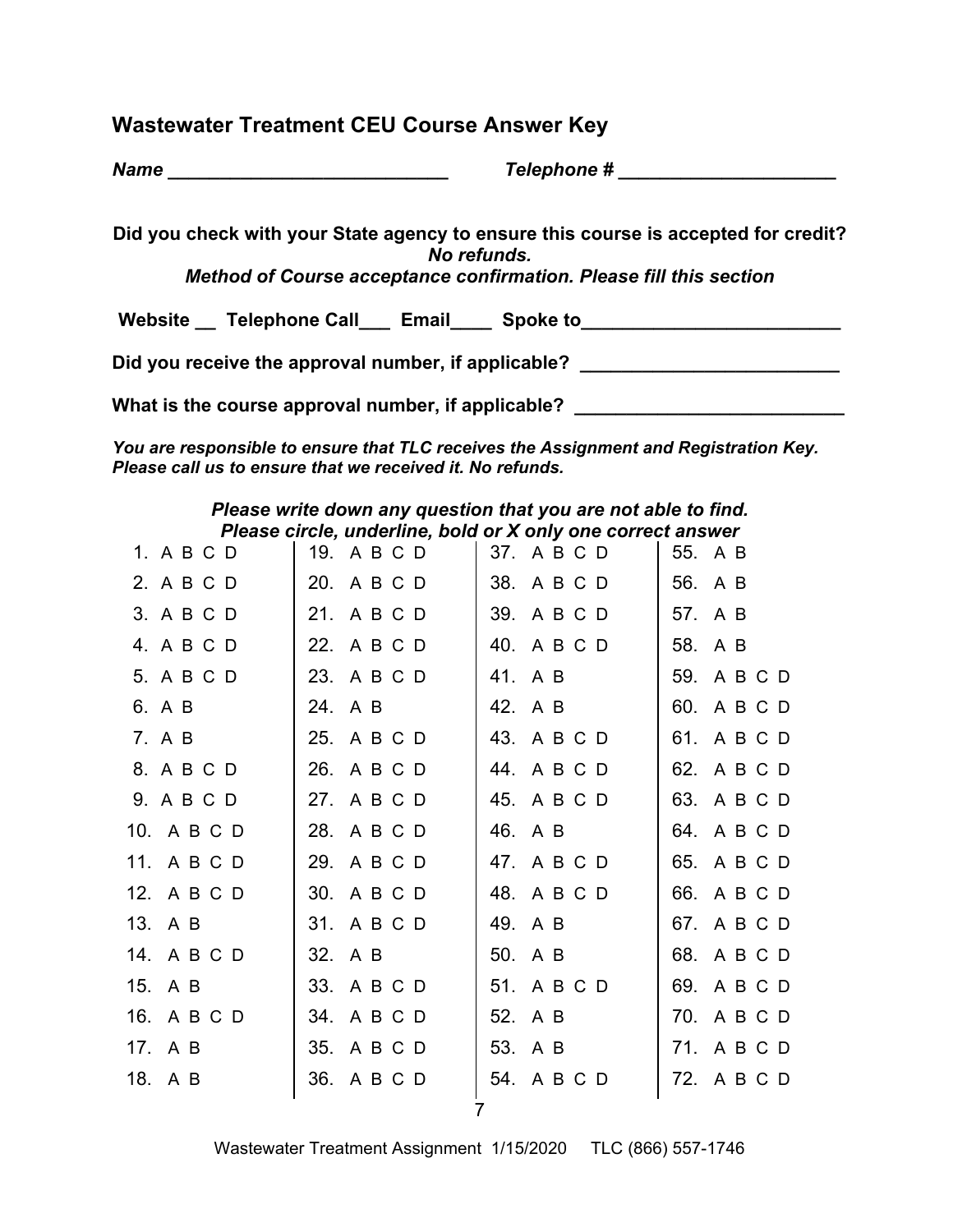## Wastewater Treatment CEU Course Answer Key

***Name \_\_\_\_\_\_\_\_\_\_\_\_\_\_\_\_\_\_\_\_\_\_\_\_\_\_\_\_ Telephone # \_\_\_\_\_\_\_\_\_\_\_\_\_\_\_\_\_\_\_\_\_\_***

**Did you check with your State agency to ensure this course is accepted for credit?**
***No refunds.***
***Method of Course acceptance confirmation. Please fill this section***

**Website \_\_ Telephone Call\_\_\_ Email\_\_\_\_ Spoke to\_\_\_\_\_\_\_\_\_\_\_\_\_\_\_\_\_\_\_\_\_\_\_\_\_\_**

**Did you receive the approval number, if applicable? \_\_\_\_\_\_\_\_\_\_\_\_\_\_\_\_\_\_\_\_\_\_\_\_\_\_**

**What is the course approval number, if applicable? \_\_\_\_\_\_\_\_\_\_\_\_\_\_\_\_\_\_\_\_\_\_\_\_\_\_\_**

***You are responsible to ensure that TLC receives the Assignment and Registration Key. Please call us to ensure that we received it. No refunds.***

***Please write down any question that you are not able to find.***
***Please circle, underline, bold or X only one correct answer***

| | | | |
|---|---|---|---|
| 1. A B C D | 19. A B C D | 37. A B C D | 55. A B |
| 2. A B C D | 20. A B C D | 38. A B C D | 56. A B |
| 3. A B C D | 21. A B C D | 39. A B C D | 57. A B |
| 4. A B C D | 22. A B C D | 40. A B C D | 58. A B |
| 5. A B C D | 23. A B C D | 41. A B | 59. A B C D |
| 6. A B | 24. A B | 42. A B | 60. A B C D |
| 7. A B | 25. A B C D | 43. A B C D | 61. A B C D |
| 8. A B C D | 26. A B C D | 44. A B C D | 62. A B C D |
| 9. A B C D | 27. A B C D | 45. A B C D | 63. A B C D |
| 10. A B C D | 28. A B C D | 46. A B | 64. A B C D |
| 11. A B C D | 29. A B C D | 47. A B C D | 65. A B C D |
| 12. A B C D | 30. A B C D | 48. A B C D | 66. A B C D |
| 13. A B | 31. A B C D | 49. A B | 67. A B C D |
| 14. A B C D | 32. A B | 50. A B | 68. A B C D |
| 15. A B | 33. A B C D | 51. A B C D | 69. A B C D |
| 16. A B C D | 34. A B C D | 52. A B | 70. A B C D |
| 17. A B | 35. A B C D | 53. A B | 71. A B C D |
| 18. A B | 36. A B C D | 54. A B C D | 72. A B C D |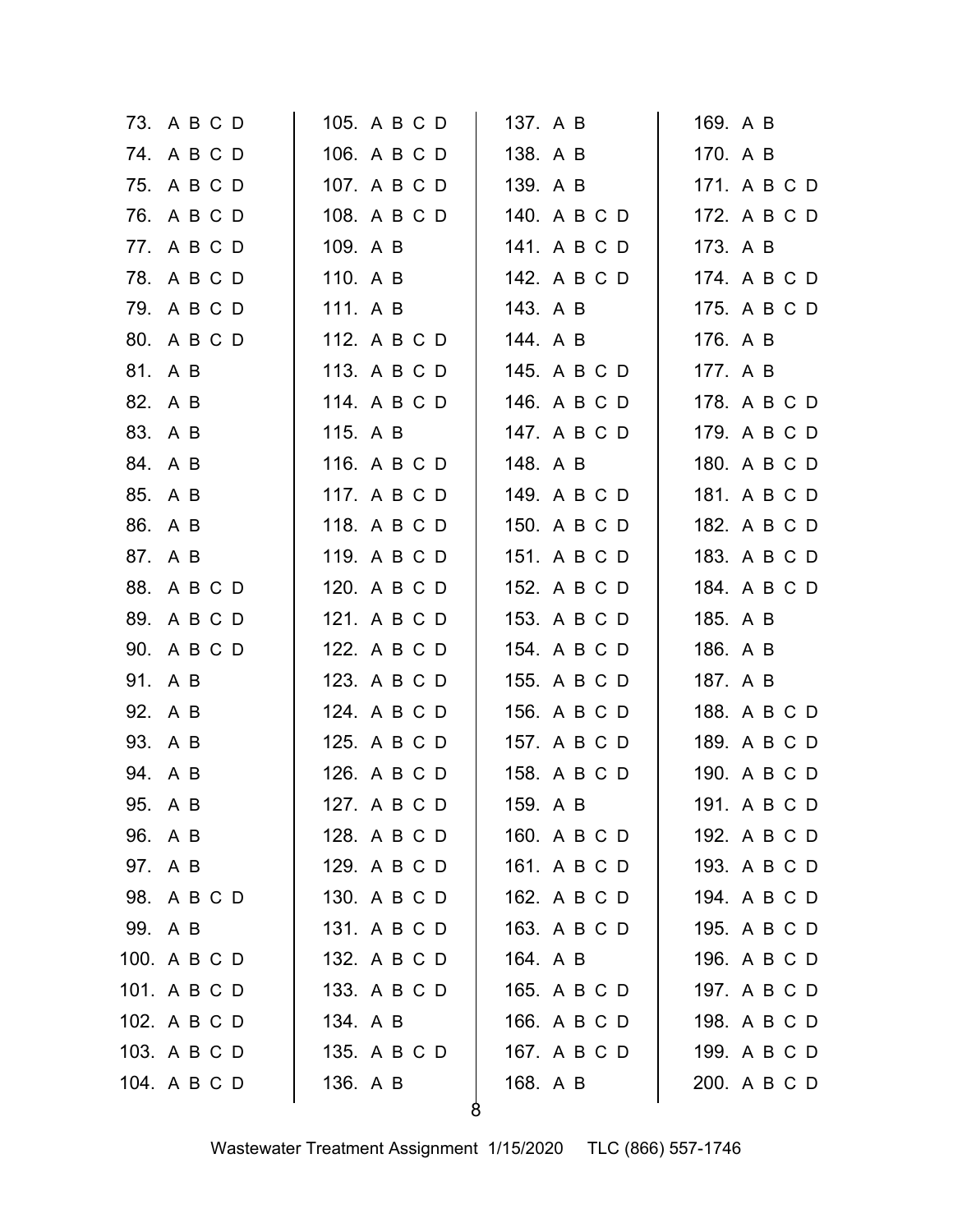73. A B C D
74. A B C D
75. A B C D
76. A B C D
77. A B C D
78. A B C D
79. A B C D
80. A B C D
81. A B
82. A B
83. A B
84. A B
85. A B
86. A B
87. A B
88. A B C D
89. A B C D
90. A B C D
91. A B
92. A B
93. A B
94. A B
95. A B
96. A B
97. A B
98. A B C D
99. A B
100. A B C D
101. A B C D
102. A B C D
103. A B C D
104. A B C D
105. A B C D
106. A B C D
107. A B C D
108. A B C D
109. A B
110. A B
111. A B
112. A B C D
113. A B C D
114. A B C D
115. A B
116. A B C D
117. A B C D
118. A B C D
119. A B C D
120. A B C D
121. A B C D
122. A B C D
123. A B C D
124. A B C D
125. A B C D
126. A B C D
127. A B C D
128. A B C D
129. A B C D
130. A B C D
131. A B C D
132. A B C D
133. A B C D
134. A B
135. A B C D
136. A B
137. A B
138. A B
139. A B
140. A B C D
141. A B C D
142. A B C D
143. A B
144. A B
145. A B C D
146. A B C D
147. A B C D
148. A B
149. A B C D
150. A B C D
151. A B C D
152. A B C D
153. A B C D
154. A B C D
155. A B C D
156. A B C D
157. A B C D
158. A B C D
159. A B
160. A B C D
161. A B C D
162. A B C D
163. A B C D
164. A B
165. A B C D
166. A B C D
167. A B C D
168. A B
169. A B
170. A B
171. A B C D
172. A B C D
173. A B
174. A B C D
175. A B C D
176. A B
177. A B
178. A B C D
179. A B C D
180. A B C D
181. A B C D
182. A B C D
183. A B C D
184. A B C D
185. A B
186. A B
187. A B
188. A B C D
189. A B C D
190. A B C D
191. A B C D
192. A B C D
193. A B C D
194. A B C D
195. A B C D
196. A B C D
197. A B C D
198. A B C D
199. A B C D
200. A B C D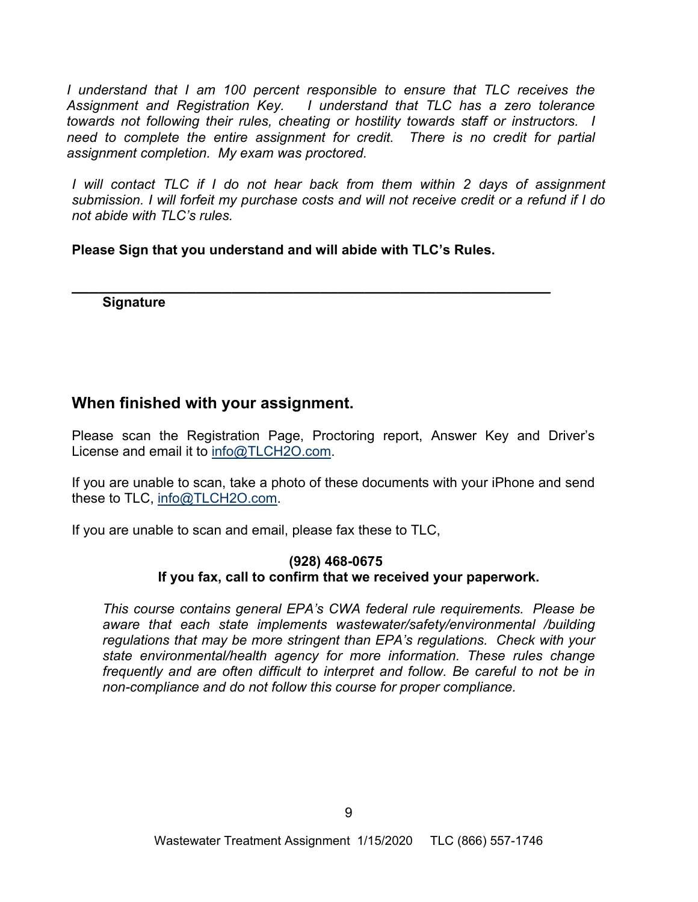*I understand that I am 100 percent responsible to ensure that TLC receives the Assignment and Registration Key. I understand that TLC has a zero tolerance towards not following their rules, cheating or hostility towards staff or instructors. I need to complete the entire assignment for credit. There is no credit for partial assignment completion. My exam was proctored.*

*I will contact TLC if I do not hear back from them within 2 days of assignment submission. I will forfeit my purchase costs and will not receive credit or a refund if I do not abide with TLC's rules.*

**Please Sign that you understand and will abide with TLC's Rules.**

________________________________________________________________

**Signature**

## When finished with your assignment.

Please scan the Registration Page, Proctoring report, Answer Key and Driver's License and email it to info@TLCH2O.com.

If you are unable to scan, take a photo of these documents with your iPhone and send these to TLC, info@TLCH2O.com.

If you are unable to scan and email, please fax these to TLC,

**(928) 468-0675**

**If you fax, call to confirm that we received your paperwork.**

*This course contains general EPA's CWA federal rule requirements. Please be aware that each state implements wastewater/safety/environmental /building regulations that may be more stringent than EPA's regulations. Check with your state environmental/health agency for more information. These rules change frequently and are often difficult to interpret and follow. Be careful to not be in non-compliance and do not follow this course for proper compliance.*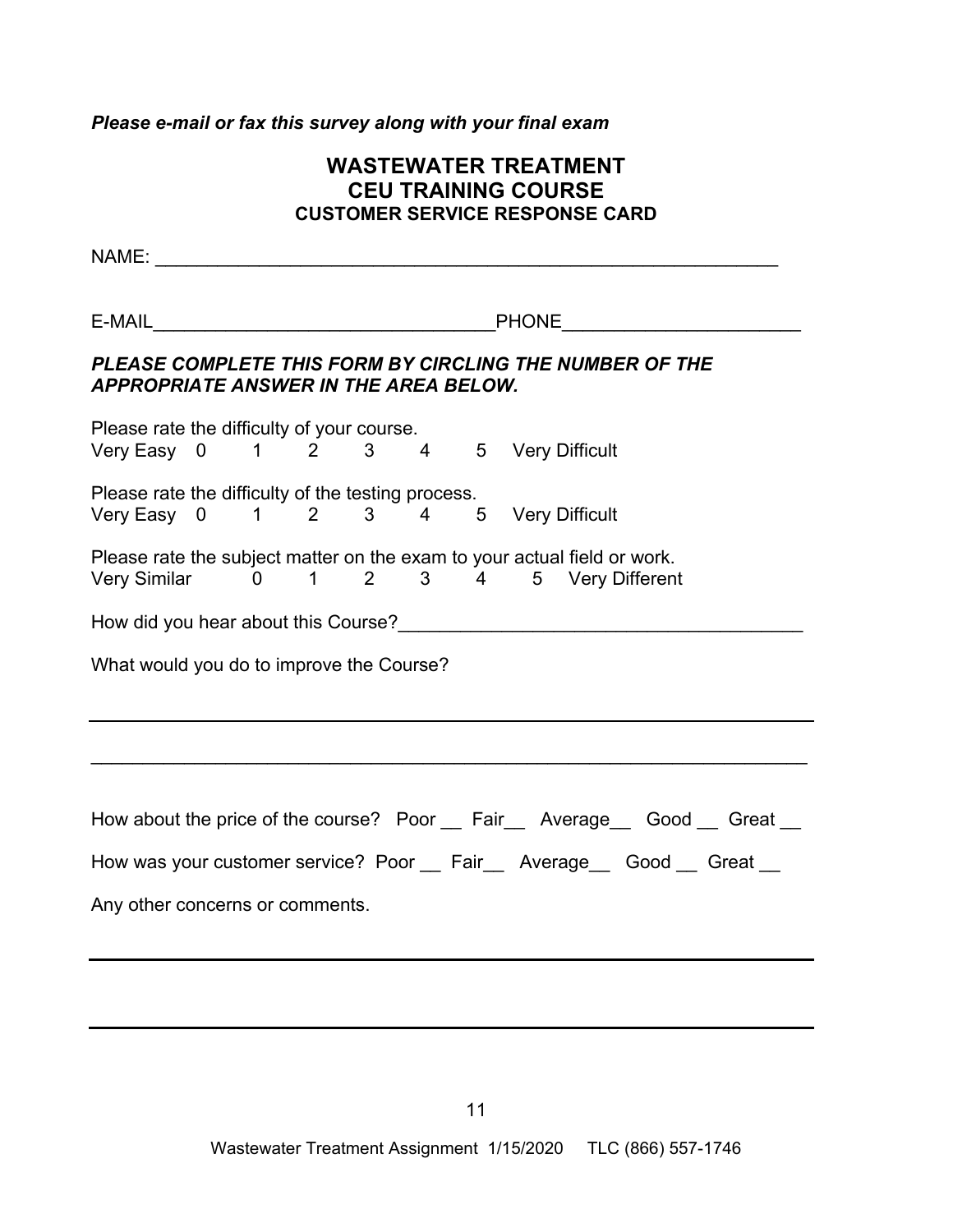*Please e-mail or fax this survey along with your final exam*

## WASTEWATER TREATMENT
## CEU TRAINING COURSE
### CUSTOMER SERVICE RESPONSE CARD

NAME: _______________________________________________________________

E-MAIL_________________________________PHONE______________________

***PLEASE COMPLETE THIS FORM BY CIRCLING THE NUMBER OF THE APPROPRIATE ANSWER IN THE AREA BELOW.***

Please rate the difficulty of your course.
Very Easy 0 1 2 3 4 5 Very Difficult

Please rate the difficulty of the testing process.
Very Easy 0 1 2 3 4 5 Very Difficult

Please rate the subject matter on the exam to your actual field or work.
Very Similar 0 1 2 3 4 5 Very Different

How did you hear about this Course?_____________________________________

What would you do to improve the Course?

_________________________________________________________________________

_________________________________________________________________________

How about the price of the course? Poor __ Fair__ Average__ Good __ Great __

How was your customer service? Poor __ Fair__ Average__ Good __ Great __

Any other concerns or comments.

_________________________________________________________________________

_________________________________________________________________________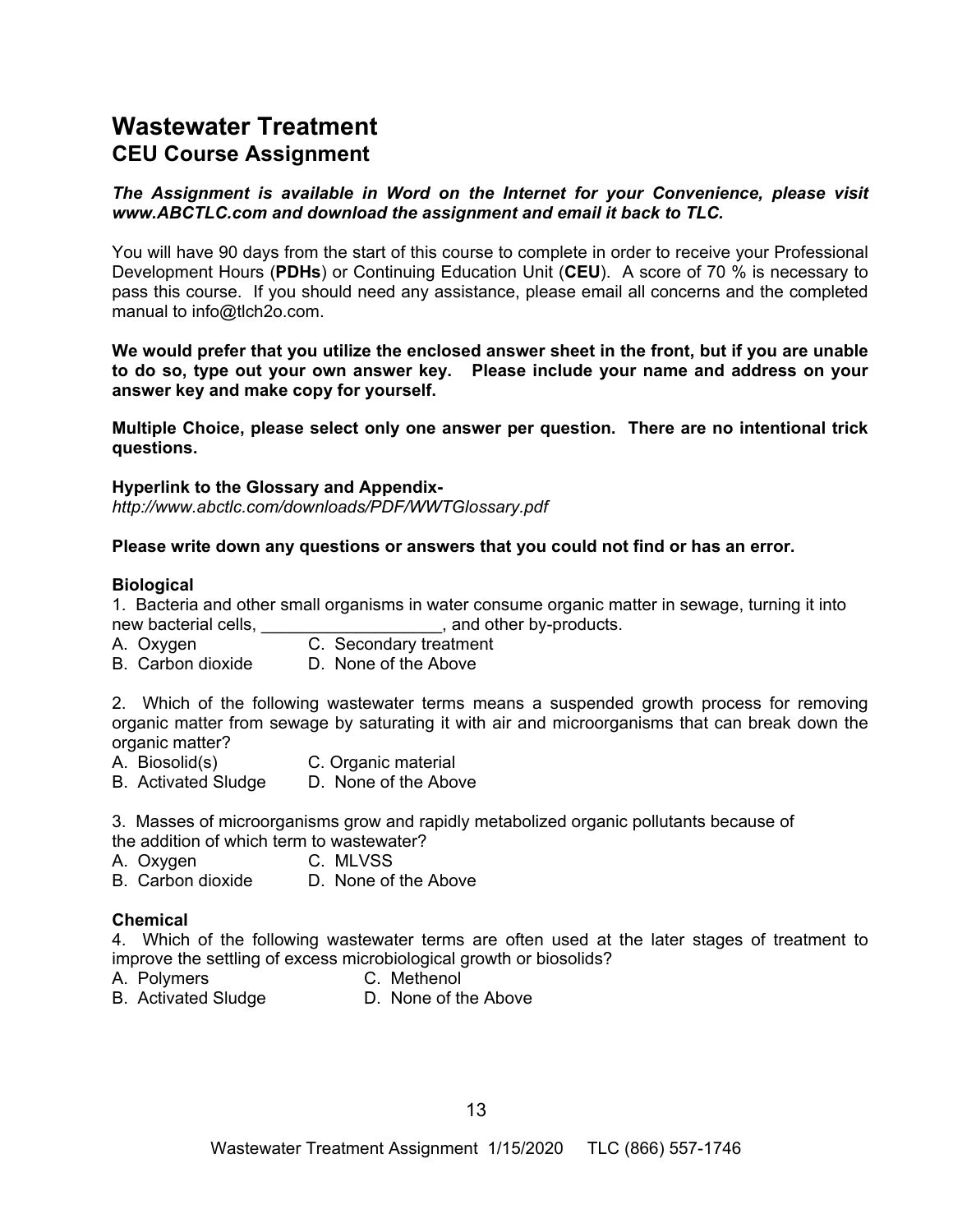# Wastewater Treatment

## CEU Course Assignment

***The Assignment is available in Word on the Internet for your Convenience, please visit www.ABCTLC.com and download the assignment and email it back to TLC.***

You will have 90 days from the start of this course to complete in order to receive your Professional Development Hours (**PDHs**) or Continuing Education Unit (**CEU**). A score of 70 % is necessary to pass this course. If you should need any assistance, please email all concerns and the completed manual to info@tlch2o.com.

**We would prefer that you utilize the enclosed answer sheet in the front, but if you are unable to do so, type out your own answer key. Please include your name and address on your answer key and make copy for yourself.**

**Multiple Choice, please select only one answer per question. There are no intentional trick questions.**

**Hyperlink to the Glossary and Appendix-**
*http://www.abctlc.com/downloads/PDF/WWTGlossary.pdf*

**Please write down any questions or answers that you could not find or has an error.**

**Biological**

1. Bacteria and other small organisms in water consume organic matter in sewage, turning it into new bacterial cells, ___________________, and other by-products.
A. Oxygen C. Secondary treatment
B. Carbon dioxide D. None of the Above

2. Which of the following wastewater terms means a suspended growth process for removing organic matter from sewage by saturating it with air and microorganisms that can break down the organic matter?
A. Biosolid(s) C. Organic material
B. Activated Sludge D. None of the Above

3. Masses of microorganisms grow and rapidly metabolized organic pollutants because of the addition of which term to wastewater?
A. Oxygen C. MLVSS
B. Carbon dioxide D. None of the Above

**Chemical**

4. Which of the following wastewater terms are often used at the later stages of treatment to improve the settling of excess microbiological growth or biosolids?
A. Polymers C. Methenol
B. Activated Sludge D. None of the Above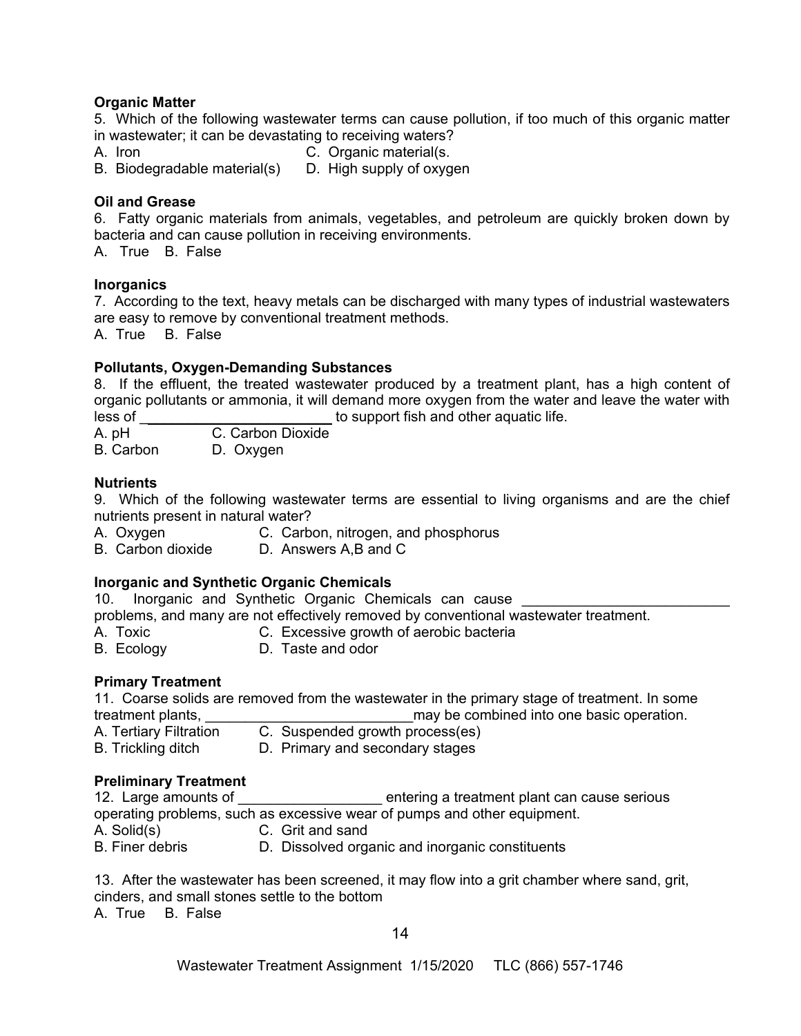**Organic Matter**

5. Which of the following wastewater terms can cause pollution, if too much of this organic matter in wastewater; it can be devastating to receiving waters?

A. Iron                         C. Organic material(s.
B. Biodegradable material(s)    D. High supply of oxygen

**Oil and Grease**

6. Fatty organic materials from animals, vegetables, and petroleum are quickly broken down by bacteria and can cause pollution in receiving environments.

A. True  B. False

**Inorganics**

7. According to the text, heavy metals can be discharged with many types of industrial wastewaters are easy to remove by conventional treatment methods.

A. True  B. False

**Pollutants, Oxygen-Demanding Substances**

8. If the effluent, the treated wastewater produced by a treatment plant, has a high content of organic pollutants or ammonia, it will demand more oxygen from the water and leave the water with less of ________________________ to support fish and other aquatic life.

A. pH        C. Carbon Dioxide
B. Carbon    D. Oxygen

**Nutrients**

9. Which of the following wastewater terms are essential to living organisms and are the chief nutrients present in natural water?

A. Oxygen            C. Carbon, nitrogen, and phosphorus
B. Carbon dioxide    D. Answers A,B and C

**Inorganic and Synthetic Organic Chemicals**

10. Inorganic and Synthetic Organic Chemicals can cause __________________________ problems, and many are not effectively removed by conventional wastewater treatment.

A. Toxic      C. Excessive growth of aerobic bacteria
B. Ecology    D. Taste and odor

**Primary Treatment**

11. Coarse solids are removed from the wastewater in the primary stage of treatment. In some treatment plants, ___________________________may be combined into one basic operation.

A. Tertiary Filtration    C. Suspended growth process(es)
B. Trickling ditch        D. Primary and secondary stages

**Preliminary Treatment**

12. Large amounts of __________________ entering a treatment plant can cause serious operating problems, such as excessive wear of pumps and other equipment.

A. Solid(s)        C. Grit and sand
B. Finer debris    D. Dissolved organic and inorganic constituents

13. After the wastewater has been screened, it may flow into a grit chamber where sand, grit, cinders, and small stones settle to the bottom

A. True  B. False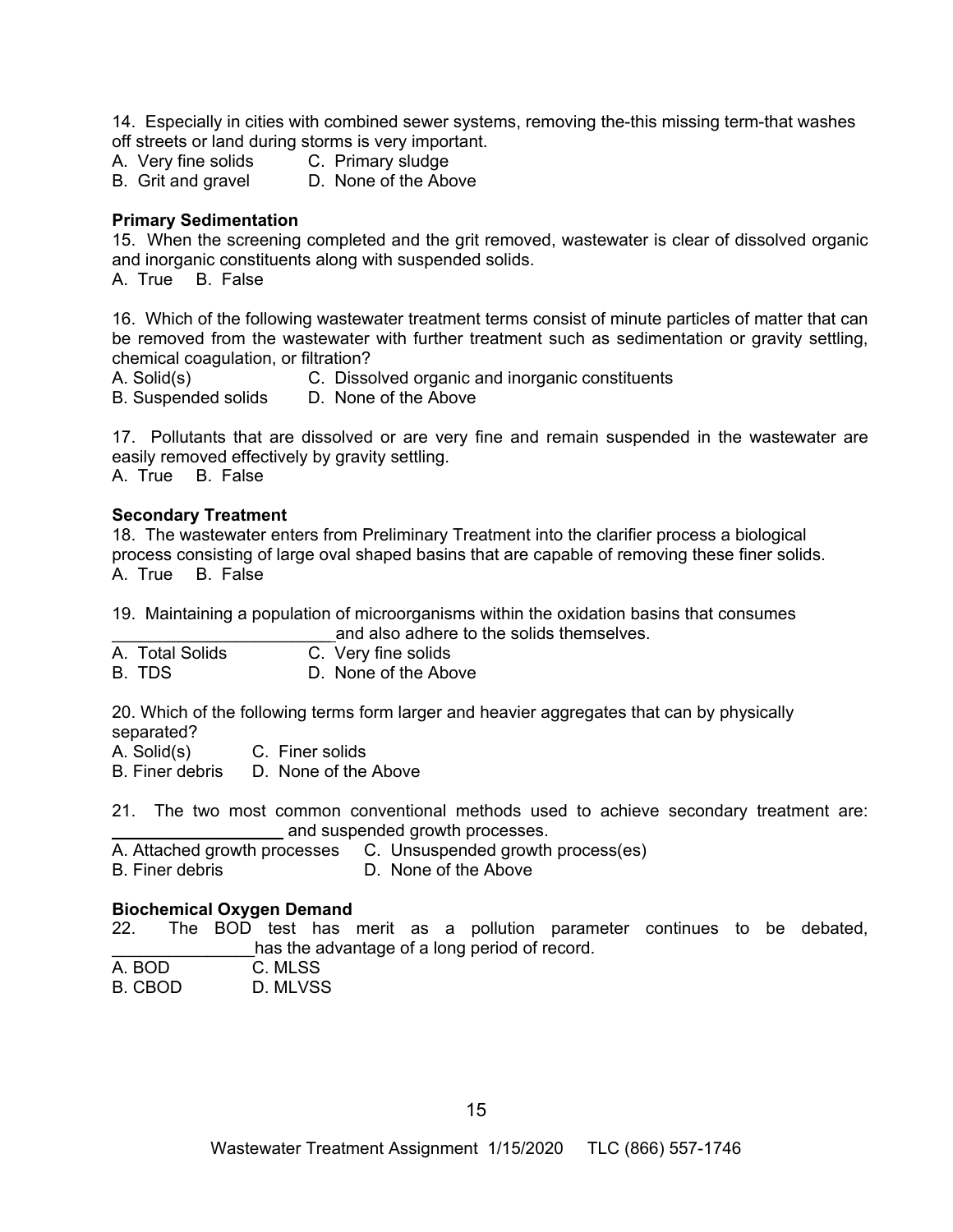14. Especially in cities with combined sewer systems, removing the-this missing term-that washes off streets or land during storms is very important.

A. Very fine solids  C. Primary sludge
B. Grit and gravel  D. None of the Above

**Primary Sedimentation**

15. When the screening completed and the grit removed, wastewater is clear of dissolved organic and inorganic constituents along with suspended solids.

A. True  B. False

16. Which of the following wastewater treatment terms consist of minute particles of matter that can be removed from the wastewater with further treatment such as sedimentation or gravity settling, chemical coagulation, or filtration?

A. Solid(s)  C. Dissolved organic and inorganic constituents
B. Suspended solids  D. None of the Above

17. Pollutants that are dissolved or are very fine and remain suspended in the wastewater are easily removed effectively by gravity settling.

A. True  B. False

**Secondary Treatment**

18. The wastewater enters from Preliminary Treatment into the clarifier process a biological process consisting of large oval shaped basins that are capable of removing these finer solids.

A. True  B. False

19. Maintaining a population of microorganisms within the oxidation basins that consumes _______________________and also adhere to the solids themselves.

A. Total Solids  C. Very fine solids
B. TDS  D. None of the Above

20. Which of the following terms form larger and heavier aggregates that can by physically separated?

A. Solid(s)  C. Finer solids
B. Finer debris  D. None of the Above

21. The two most common conventional methods used to achieve secondary treatment are: __________________ and suspended growth processes.

A. Attached growth processes  C. Unsuspended growth process(es)
B. Finer debris  D. None of the Above

**Biochemical Oxygen Demand**

22. The BOD test has merit as a pollution parameter continues to be debated, _______________has the advantage of a long period of record.

A. BOD  C. MLSS
B. CBOD  D. MLVSS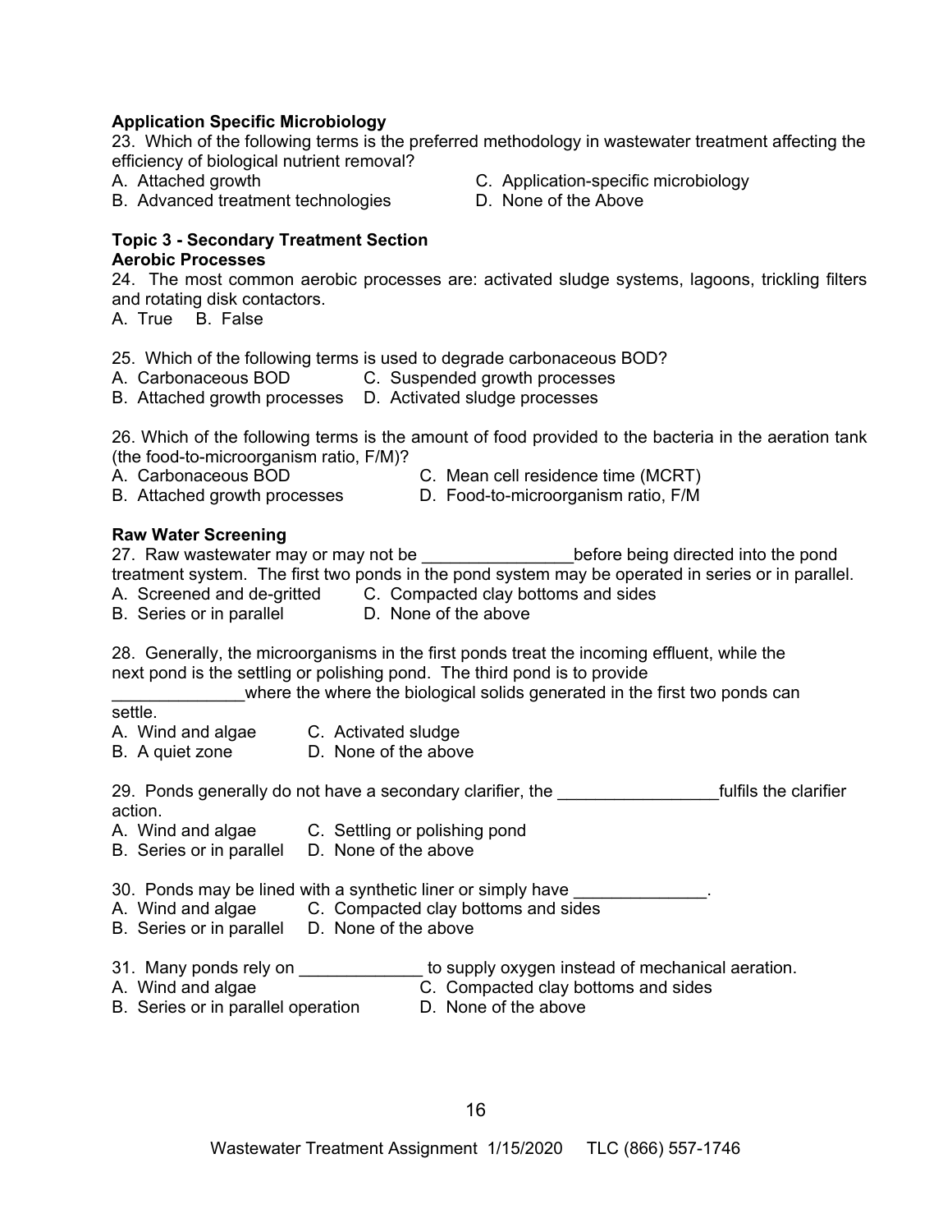**Application Specific Microbiology**

23. Which of the following terms is the preferred methodology in wastewater treatment affecting the efficiency of biological nutrient removal?

A. Attached growth
B. Advanced treatment technologies
C. Application-specific microbiology
D. None of the Above

**Topic 3 - Secondary Treatment Section**

**Aerobic Processes**

24. The most common aerobic processes are: activated sludge systems, lagoons, trickling filters and rotating disk contactors.

A. True B. False

25. Which of the following terms is used to degrade carbonaceous BOD?

A. Carbonaceous BOD
B. Attached growth processes
C. Suspended growth processes
D. Activated sludge processes

26. Which of the following terms is the amount of food provided to the bacteria in the aeration tank (the food-to-microorganism ratio, F/M)?

A. Carbonaceous BOD
B. Attached growth processes
C. Mean cell residence time (MCRT)
D. Food-to-microorganism ratio, F/M

**Raw Water Screening**

27. Raw wastewater may or may not be ________________before being directed into the pond treatment system. The first two ponds in the pond system may be operated in series or in parallel.

A. Screened and de-gritted
B. Series or in parallel
C. Compacted clay bottoms and sides
D. None of the above

28. Generally, the microorganisms in the first ponds treat the incoming effluent, while the next pond is the settling or polishing pond. The third pond is to provide ______________where the where the biological solids generated in the first two ponds can settle.

A. Wind and algae
B. A quiet zone
C. Activated sludge
D. None of the above

29. Ponds generally do not have a secondary clarifier, the _________________fulfils the clarifier action.

A. Wind and algae
B. Series or in parallel
C. Settling or polishing pond
D. None of the above

30. Ponds may be lined with a synthetic liner or simply have ______________.

A. Wind and algae
B. Series or in parallel
C. Compacted clay bottoms and sides
D. None of the above

31. Many ponds rely on _____________ to supply oxygen instead of mechanical aeration.

A. Wind and algae
B. Series or in parallel operation
C. Compacted clay bottoms and sides
D. None of the above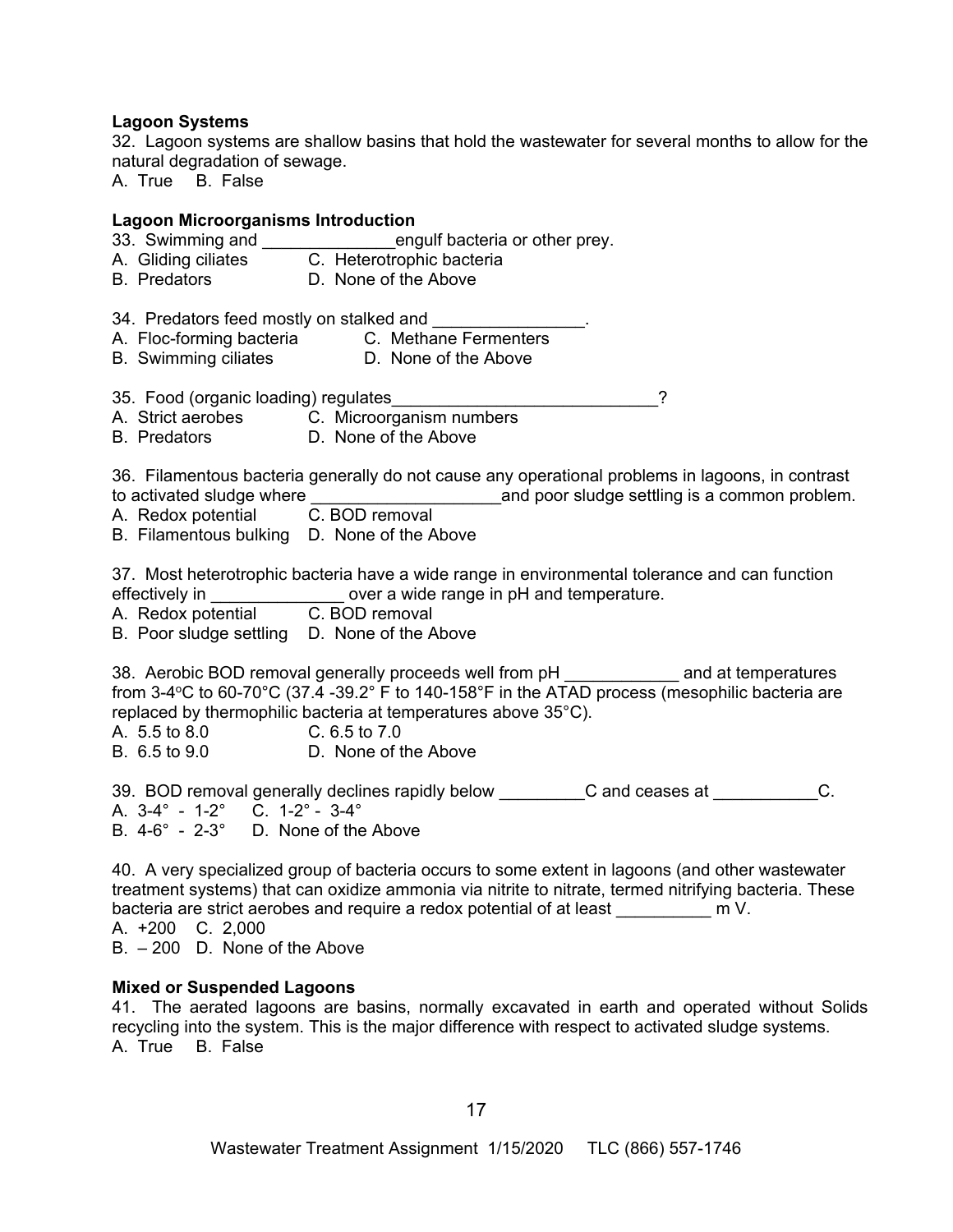**Lagoon Systems**

32. Lagoon systems are shallow basins that hold the wastewater for several months to allow for the natural degradation of sewage.
A. True B. False

**Lagoon Microorganisms Introduction**

33. Swimming and ______________engulf bacteria or other prey.
A. Gliding ciliates C. Heterotrophic bacteria
B. Predators D. None of the Above

34. Predators feed mostly on stalked and ________________.
A. Floc-forming bacteria C. Methane Fermenters
B. Swimming ciliates D. None of the Above

35. Food (organic loading) regulates____________________________?
A. Strict aerobes C. Microorganism numbers
B. Predators D. None of the Above

36. Filamentous bacteria generally do not cause any operational problems in lagoons, in contrast to activated sludge where ____________________and poor sludge settling is a common problem.
A. Redox potential C. BOD removal
B. Filamentous bulking D. None of the Above

37. Most heterotrophic bacteria have a wide range in environmental tolerance and can function effectively in ______________ over a wide range in pH and temperature.
A. Redox potential C. BOD removal
B. Poor sludge settling D. None of the Above

38. Aerobic BOD removal generally proceeds well from pH ____________ and at temperatures from 3-4°C to 60-70°C (37.4 -39.2° F to 140-158°F in the ATAD process (mesophilic bacteria are replaced by thermophilic bacteria at temperatures above 35°C).
A. 5.5 to 8.0 C. 6.5 to 7.0
B. 6.5 to 9.0 D. None of the Above

39. BOD removal generally declines rapidly below _________C and ceases at ___________C.
A. 3-4° - 1-2° C. 1-2° - 3-4°
B. 4-6° - 2-3° D. None of the Above

40. A very specialized group of bacteria occurs to some extent in lagoons (and other wastewater treatment systems) that can oxidize ammonia via nitrite to nitrate, termed nitrifying bacteria. These bacteria are strict aerobes and require a redox potential of at least __________ m V.
A. +200 C. 2,000
B. – 200 D. None of the Above

**Mixed or Suspended Lagoons**

41. The aerated lagoons are basins, normally excavated in earth and operated without Solids recycling into the system. This is the major difference with respect to activated sludge systems.
A. True B. False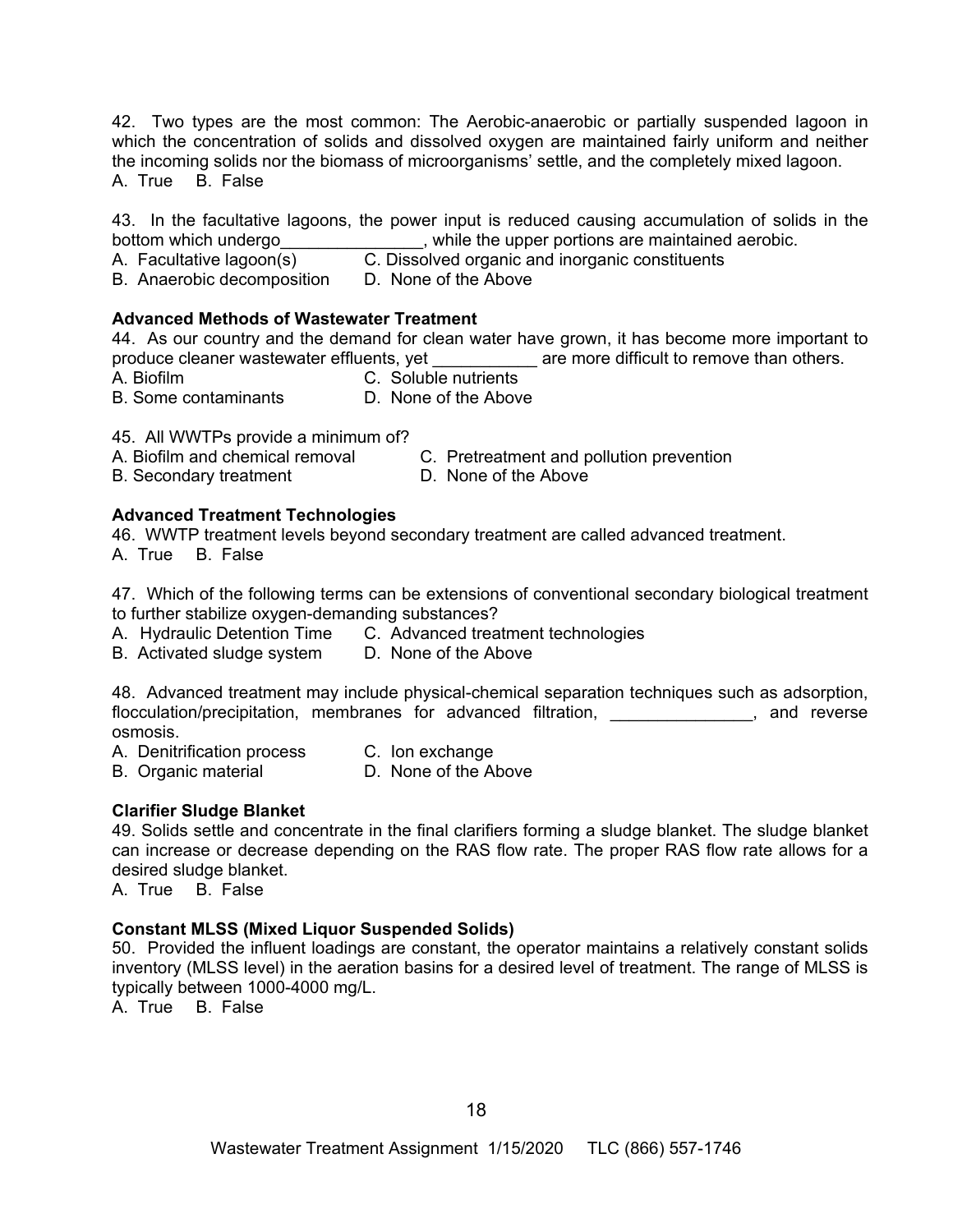42. Two types are the most common: The Aerobic-anaerobic or partially suspended lagoon in which the concentration of solids and dissolved oxygen are maintained fairly uniform and neither the incoming solids nor the biomass of microorganisms' settle, and the completely mixed lagoon.
A. True B. False

43. In the facultative lagoons, the power input is reduced causing accumulation of solids in the bottom which undergo_______________, while the upper portions are maintained aerobic.
A. Facultative lagoon(s) C. Dissolved organic and inorganic constituents
B. Anaerobic decomposition D. None of the Above

**Advanced Methods of Wastewater Treatment**

44. As our country and the demand for clean water have grown, it has become more important to produce cleaner wastewater effluents, yet ___________ are more difficult to remove than others.
A. Biofilm C. Soluble nutrients
B. Some contaminants D. None of the Above

45. All WWTPs provide a minimum of?
A. Biofilm and chemical removal C. Pretreatment and pollution prevention
B. Secondary treatment D. None of the Above

**Advanced Treatment Technologies**

46. WWTP treatment levels beyond secondary treatment are called advanced treatment.
A. True B. False

47. Which of the following terms can be extensions of conventional secondary biological treatment to further stabilize oxygen-demanding substances?
A. Hydraulic Detention Time C. Advanced treatment technologies
B. Activated sludge system D. None of the Above

48. Advanced treatment may include physical-chemical separation techniques such as adsorption, flocculation/precipitation, membranes for advanced filtration, _______________, and reverse osmosis.
A. Denitrification process C. Ion exchange
B. Organic material D. None of the Above

**Clarifier Sludge Blanket**

49. Solids settle and concentrate in the final clarifiers forming a sludge blanket. The sludge blanket can increase or decrease depending on the RAS flow rate. The proper RAS flow rate allows for a desired sludge blanket.
A. True B. False

**Constant MLSS (Mixed Liquor Suspended Solids)**

50. Provided the influent loadings are constant, the operator maintains a relatively constant solids inventory (MLSS level) in the aeration basins for a desired level of treatment. The range of MLSS is typically between 1000-4000 mg/L.
A. True B. False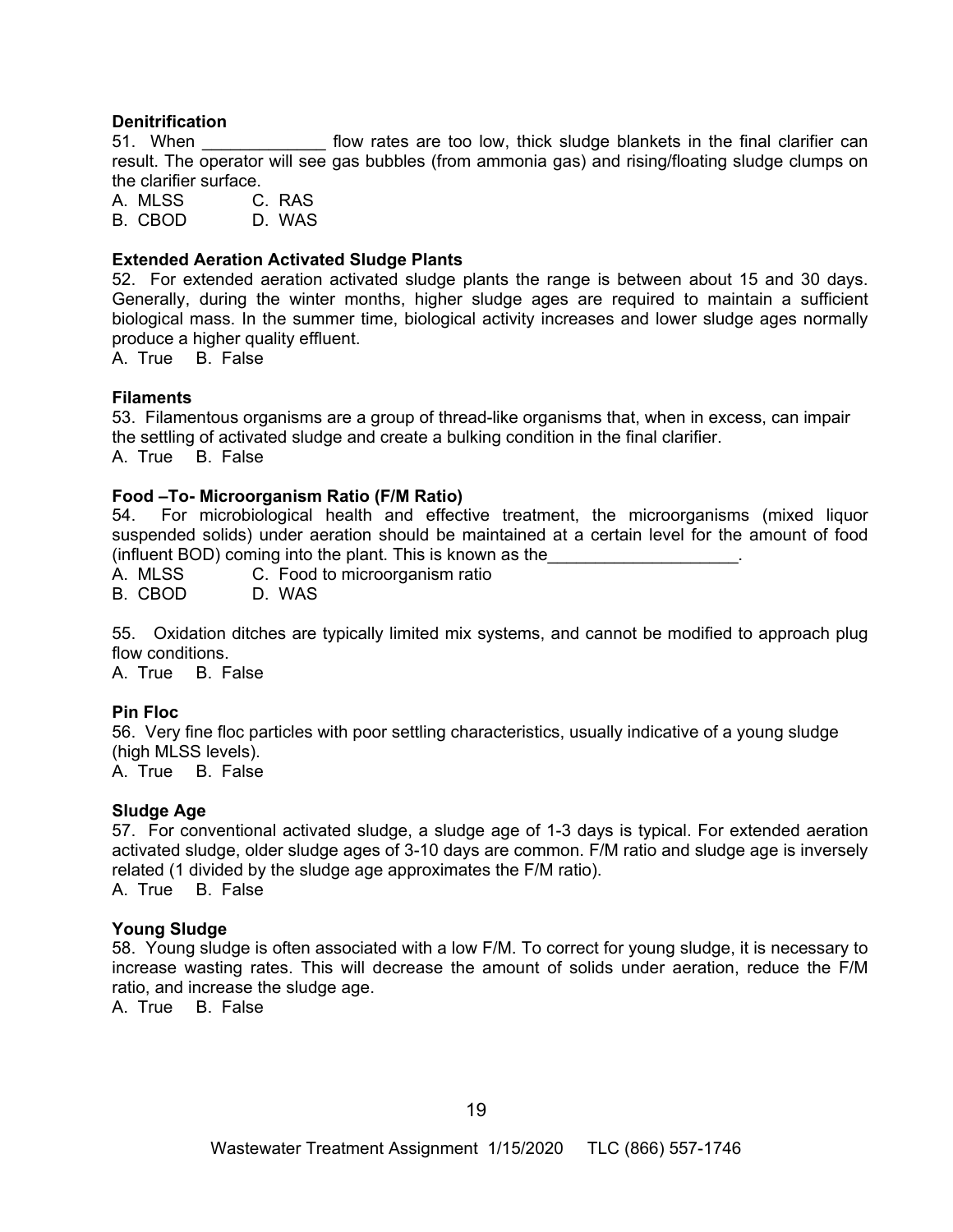**Denitrification**

51. When _____________ flow rates are too low, thick sludge blankets in the final clarifier can result. The operator will see gas bubbles (from ammonia gas) and rising/floating sludge clumps on the clarifier surface.

A. MLSS   C. RAS
B. CBOD   D. WAS

**Extended Aeration Activated Sludge Plants**

52. For extended aeration activated sludge plants the range is between about 15 and 30 days. Generally, during the winter months, higher sludge ages are required to maintain a sufficient biological mass. In the summer time, biological activity increases and lower sludge ages normally produce a higher quality effluent.

A. True   B. False

**Filaments**

53. Filamentous organisms are a group of thread-like organisms that, when in excess, can impair the settling of activated sludge and create a bulking condition in the final clarifier.

A. True   B. False

**Food –To- Microorganism Ratio (F/M Ratio)**

54. For microbiological health and effective treatment, the microorganisms (mixed liquor suspended solids) under aeration should be maintained at a certain level for the amount of food (influent BOD) coming into the plant. This is known as the____________________.

A. MLSS   C. Food to microorganism ratio
B. CBOD   D. WAS

55. Oxidation ditches are typically limited mix systems, and cannot be modified to approach plug flow conditions.

A. True   B. False

**Pin Floc**

56. Very fine floc particles with poor settling characteristics, usually indicative of a young sludge (high MLSS levels).

A. True   B. False

**Sludge Age**

57. For conventional activated sludge, a sludge age of 1-3 days is typical. For extended aeration activated sludge, older sludge ages of 3-10 days are common. F/M ratio and sludge age is inversely related (1 divided by the sludge age approximates the F/M ratio).

A. True   B. False

**Young Sludge**

58. Young sludge is often associated with a low F/M. To correct for young sludge, it is necessary to increase wasting rates. This will decrease the amount of solids under aeration, reduce the F/M ratio, and increase the sludge age.

A. True   B. False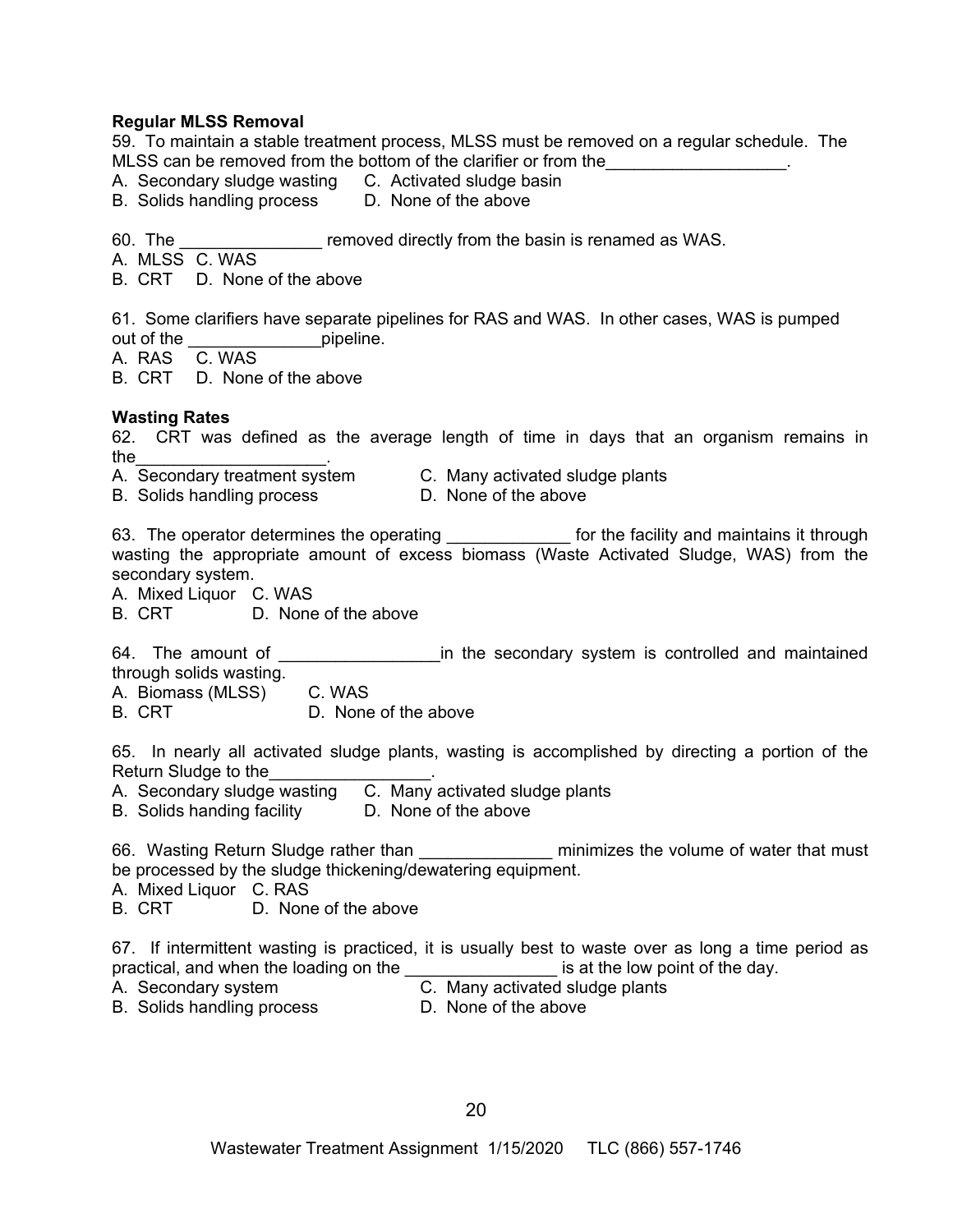**Regular MLSS Removal**

59. To maintain a stable treatment process, MLSS must be removed on a regular schedule. The MLSS can be removed from the bottom of the clarifier or from the___________________.

A. Secondary sludge wasting    C. Activated sludge basin
B. Solids handling process    D. None of the above

60. The _______________ removed directly from the basin is renamed as WAS.

A. MLSS  C. WAS
B. CRT   D. None of the above

61. Some clarifiers have separate pipelines for RAS and WAS. In other cases, WAS is pumped out of the ______________pipeline.

A. RAS   C. WAS
B. CRT   D. None of the above

**Wasting Rates**

62. CRT was defined as the average length of time in days that an organism remains in the____________________.

A. Secondary treatment system    C. Many activated sludge plants
B. Solids handling process    D. None of the above

63. The operator determines the operating _____________ for the facility and maintains it through wasting the appropriate amount of excess biomass (Waste Activated Sludge, WAS) from the secondary system.

A. Mixed Liquor   C. WAS
B. CRT    D. None of the above

64. The amount of _________________in the secondary system is controlled and maintained through solids wasting.

A. Biomass (MLSS)    C. WAS
B. CRT    D. None of the above

65. In nearly all activated sludge plants, wasting is accomplished by directing a portion of the Return Sludge to the_________________.

A. Secondary sludge wasting    C. Many activated sludge plants
B. Solids handing facility    D. None of the above

66. Wasting Return Sludge rather than ______________ minimizes the volume of water that must be processed by the sludge thickening/dewatering equipment.

A. Mixed Liquor   C. RAS
B. CRT    D. None of the above

67. If intermittent wasting is practiced, it is usually best to waste over as long a time period as practical, and when the loading on the ________________ is at the low point of the day.

A. Secondary system    C. Many activated sludge plants
B. Solids handling process    D. None of the above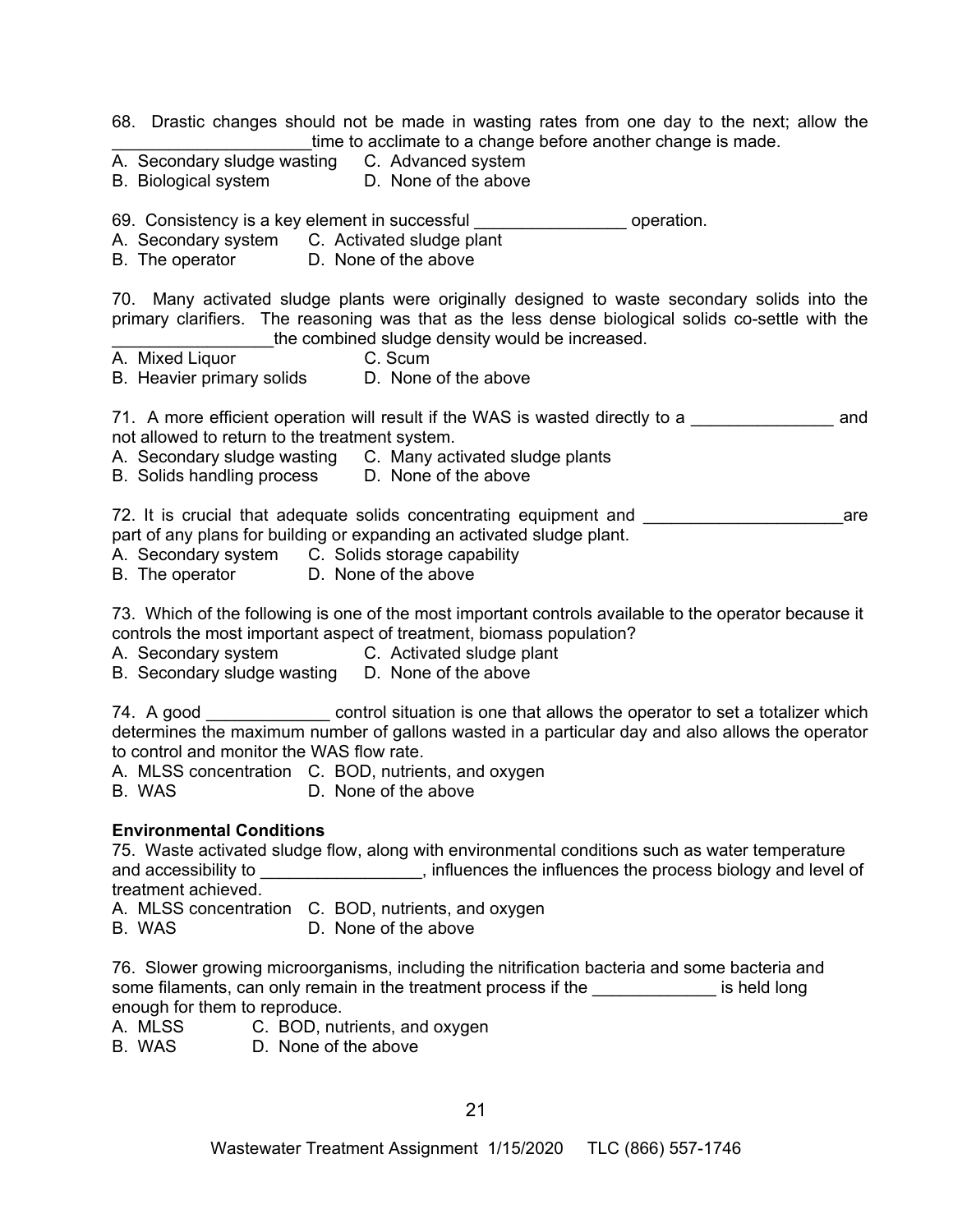68. Drastic changes should not be made in wasting rates from one day to the next; allow the _____________________time to acclimate to a change before another change is made.

A. Secondary sludge wasting C. Advanced system
B. Biological system D. None of the above

69. Consistency is a key element in successful ________________ operation.

A. Secondary system C. Activated sludge plant
B. The operator D. None of the above

70. Many activated sludge plants were originally designed to waste secondary solids into the primary clarifiers. The reasoning was that as the less dense biological solids co-settle with the _________________the combined sludge density would be increased.

A. Mixed Liquor C. Scum
B. Heavier primary solids D. None of the above

71. A more efficient operation will result if the WAS is wasted directly to a _______________ and not allowed to return to the treatment system.

A. Secondary sludge wasting C. Many activated sludge plants
B. Solids handling process D. None of the above

72. It is crucial that adequate solids concentrating equipment and ______________________are part of any plans for building or expanding an activated sludge plant.

A. Secondary system C. Solids storage capability
B. The operator D. None of the above

73. Which of the following is one of the most important controls available to the operator because it controls the most important aspect of treatment, biomass population?

A. Secondary system C. Activated sludge plant
B. Secondary sludge wasting D. None of the above

74. A good _____________ control situation is one that allows the operator to set a totalizer which determines the maximum number of gallons wasted in a particular day and also allows the operator to control and monitor the WAS flow rate.

A. MLSS concentration C. BOD, nutrients, and oxygen
B. WAS D. None of the above

**Environmental Conditions**

75. Waste activated sludge flow, along with environmental conditions such as water temperature and accessibility to _________________, influences the influences the process biology and level of treatment achieved.

A. MLSS concentration C. BOD, nutrients, and oxygen
B. WAS D. None of the above

76. Slower growing microorganisms, including the nitrification bacteria and some bacteria and some filaments, can only remain in the treatment process if the _____________ is held long enough for them to reproduce.

A. MLSS C. BOD, nutrients, and oxygen
B. WAS D. None of the above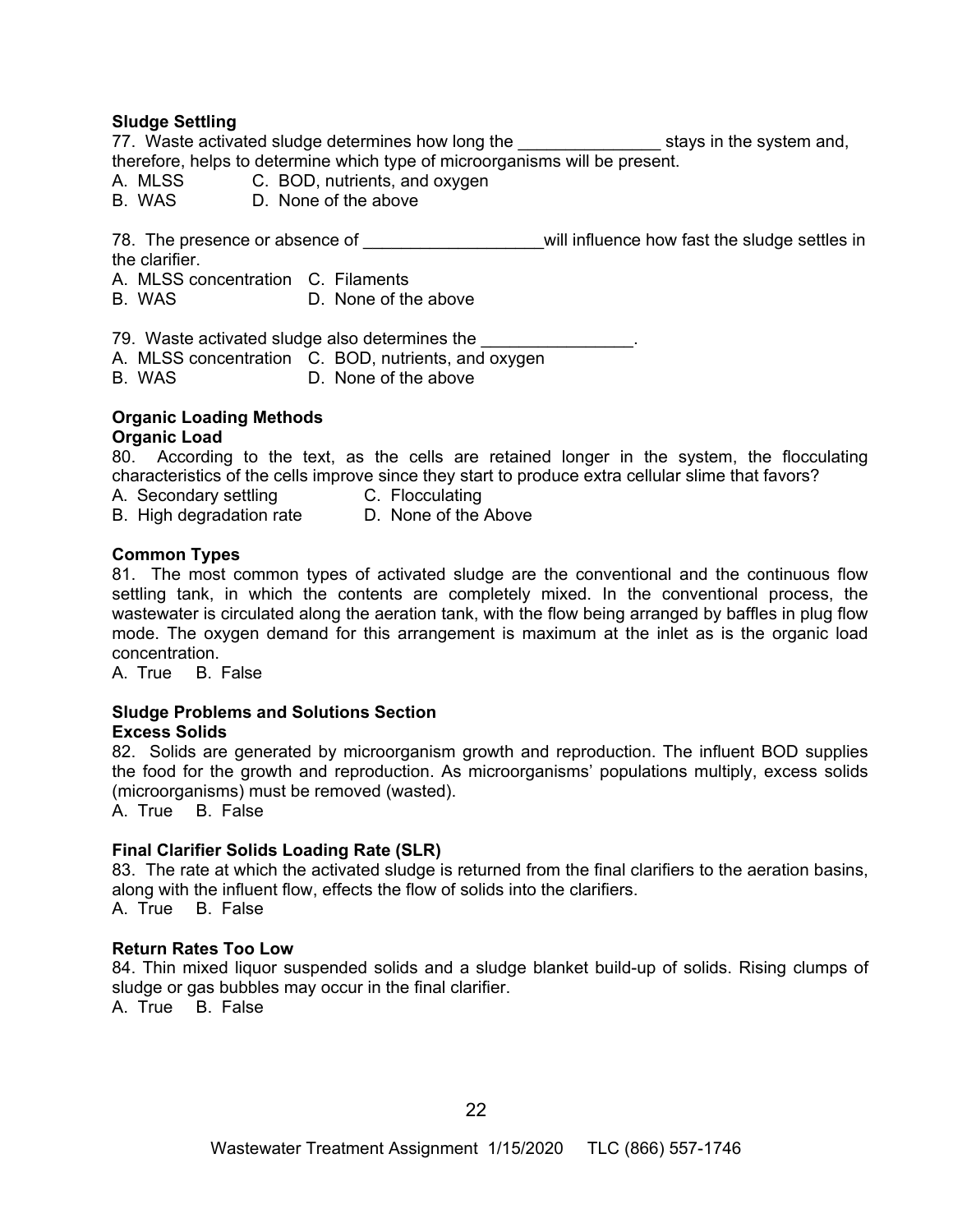**Sludge Settling**

77. Waste activated sludge determines how long the _______________ stays in the system and, therefore, helps to determine which type of microorganisms will be present.

A. MLSS  C. BOD, nutrients, and oxygen
B. WAS  D. None of the above

78. The presence or absence of ___________________will influence how fast the sludge settles in the clarifier.

A. MLSS concentration  C. Filaments
B. WAS  D. None of the above

79. Waste activated sludge also determines the ________________.

A. MLSS concentration  C. BOD, nutrients, and oxygen
B. WAS  D. None of the above

**Organic Loading Methods**

**Organic Load**

80. According to the text, as the cells are retained longer in the system, the flocculating characteristics of the cells improve since they start to produce extra cellular slime that favors?

A. Secondary settling  C. Flocculating
B. High degradation rate  D. None of the Above

**Common Types**

81. The most common types of activated sludge are the conventional and the continuous flow settling tank, in which the contents are completely mixed. In the conventional process, the wastewater is circulated along the aeration tank, with the flow being arranged by baffles in plug flow mode. The oxygen demand for this arrangement is maximum at the inlet as is the organic load concentration.

A. True  B. False

**Sludge Problems and Solutions Section**

**Excess Solids**

82. Solids are generated by microorganism growth and reproduction. The influent BOD supplies the food for the growth and reproduction. As microorganisms' populations multiply, excess solids (microorganisms) must be removed (wasted).

A. True  B. False

**Final Clarifier Solids Loading Rate (SLR)**

83. The rate at which the activated sludge is returned from the final clarifiers to the aeration basins, along with the influent flow, effects the flow of solids into the clarifiers.

A. True  B. False

**Return Rates Too Low**

84. Thin mixed liquor suspended solids and a sludge blanket build-up of solids. Rising clumps of sludge or gas bubbles may occur in the final clarifier.

A. True  B. False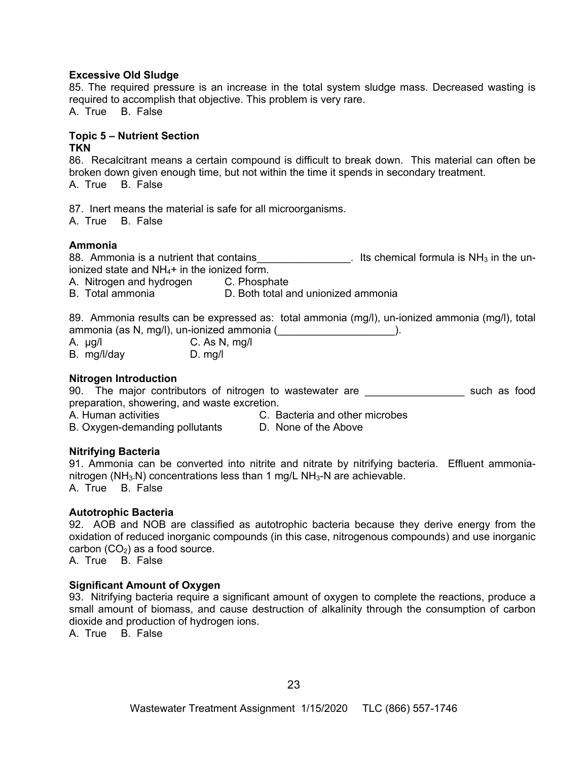**Excessive Old Sludge**

85. The required pressure is an increase in the total system sludge mass. Decreased wasting is required to accomplish that objective. This problem is very rare.
A. True B. False

**Topic 5 – Nutrient Section**
**TKN**

86. Recalcitrant means a certain compound is difficult to break down. This material can often be broken down given enough time, but not within the time it spends in secondary treatment.
A. True B. False

87. Inert means the material is safe for all microorganisms.
A. True B. False

**Ammonia**

88. Ammonia is a nutrient that contains________________. Its chemical formula is $NH_3$ in the un-ionized state and $NH_4$+ in the ionized form.
A. Nitrogen and hydrogen C. Phosphate
B. Total ammonia D. Both total and unionized ammonia

89. Ammonia results can be expressed as: total ammonia (mg/l), un-ionized ammonia (mg/l), total ammonia (as N, mg/l), un-ionized ammonia (____________________).
A. µg/l C. As N, mg/l
B. mg/l/day D. mg/l

**Nitrogen Introduction**

90. The major contributors of nitrogen to wastewater are _________________ such as food preparation, showering, and waste excretion.
A. Human activities C. Bacteria and other microbes
B. Oxygen-demanding pollutants D. None of the Above

**Nitrifying Bacteria**

91. Ammonia can be converted into nitrite and nitrate by nitrifying bacteria. Effluent ammonia-nitrogen ($NH_3$-N) concentrations less than 1 mg/L $NH_3$-N are achievable.
A. True B. False

**Autotrophic Bacteria**

92. AOB and NOB are classified as autotrophic bacteria because they derive energy from the oxidation of reduced inorganic compounds (in this case, nitrogenous compounds) and use inorganic carbon ($CO_2$) as a food source.
A. True B. False

**Significant Amount of Oxygen**

93. Nitrifying bacteria require a significant amount of oxygen to complete the reactions, produce a small amount of biomass, and cause destruction of alkalinity through the consumption of carbon dioxide and production of hydrogen ions.
A. True B. False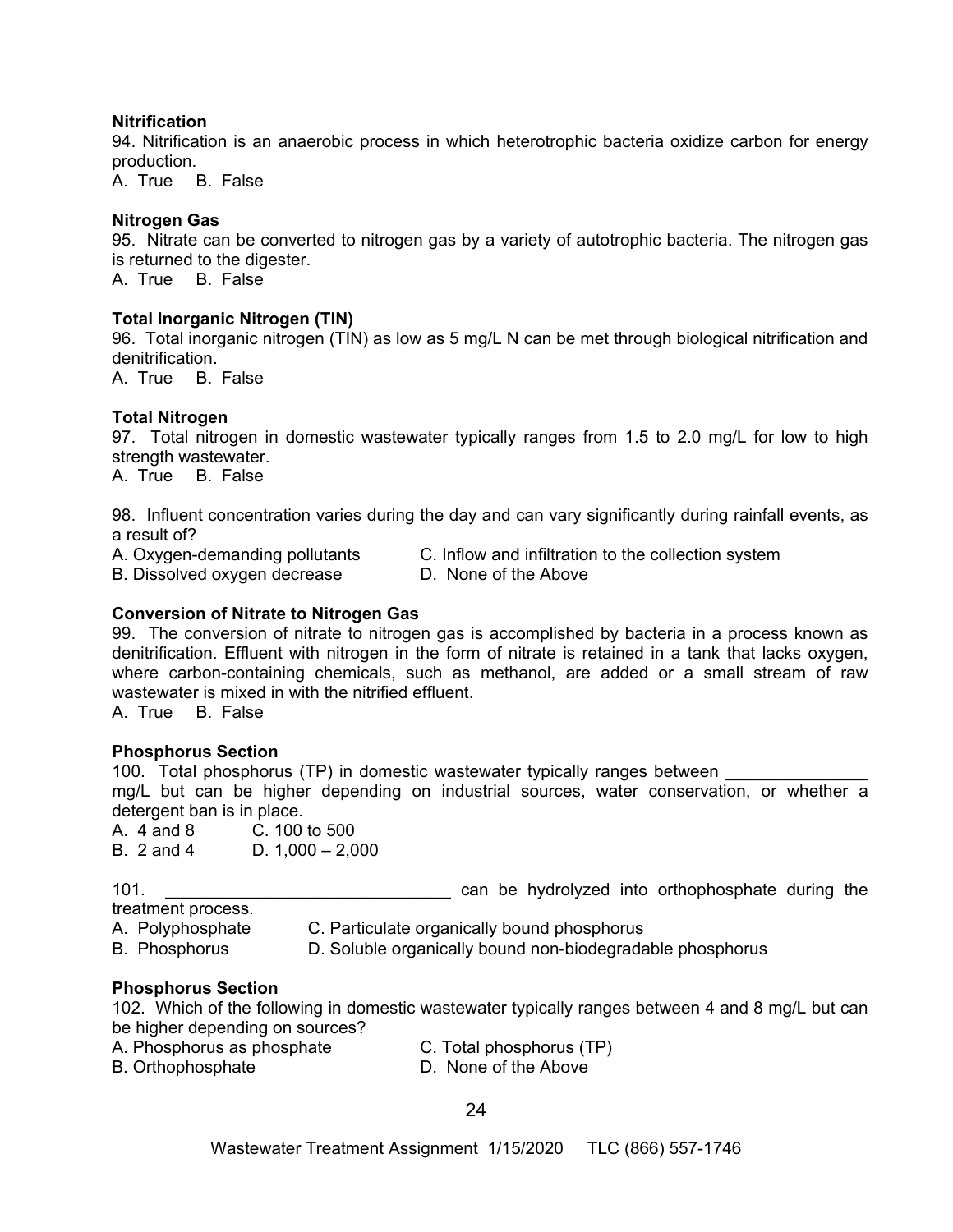**Nitrification**

94. Nitrification is an anaerobic process in which heterotrophic bacteria oxidize carbon for energy production.

A. True B. False

**Nitrogen Gas**

95. Nitrate can be converted to nitrogen gas by a variety of autotrophic bacteria. The nitrogen gas is returned to the digester.

A. True B. False

**Total Inorganic Nitrogen (TIN)**

96. Total inorganic nitrogen (TIN) as low as 5 mg/L N can be met through biological nitrification and denitrification.

A. True B. False

**Total Nitrogen**

97. Total nitrogen in domestic wastewater typically ranges from 1.5 to 2.0 mg/L for low to high strength wastewater.

A. True B. False

98. Influent concentration varies during the day and can vary significantly during rainfall events, as a result of?

A. Oxygen-demanding pollutants
B. Dissolved oxygen decrease
C. Inflow and infiltration to the collection system
D. None of the Above

**Conversion of Nitrate to Nitrogen Gas**

99. The conversion of nitrate to nitrogen gas is accomplished by bacteria in a process known as denitrification. Effluent with nitrogen in the form of nitrate is retained in a tank that lacks oxygen, where carbon-containing chemicals, such as methanol, are added or a small stream of raw wastewater is mixed in with the nitrified effluent.

A. True B. False

**Phosphorus Section**

100. Total phosphorus (TP) in domestic wastewater typically ranges between _______________ mg/L but can be higher depending on industrial sources, water conservation, or whether a detergent ban is in place.

A. 4 and 8
B. 2 and 4
C. 100 to 500
D. 1,000 – 2,000

101. _______________________________ can be hydrolyzed into orthophosphate during the treatment process.

A. Polyphosphate
B. Phosphorus
C. Particulate organically bound phosphorus
D. Soluble organically bound non-biodegradable phosphorus

**Phosphorus Section**

102. Which of the following in domestic wastewater typically ranges between 4 and 8 mg/L but can be higher depending on sources?

A. Phosphorus as phosphate
B. Orthophosphate
C. Total phosphorus (TP)
D. None of the Above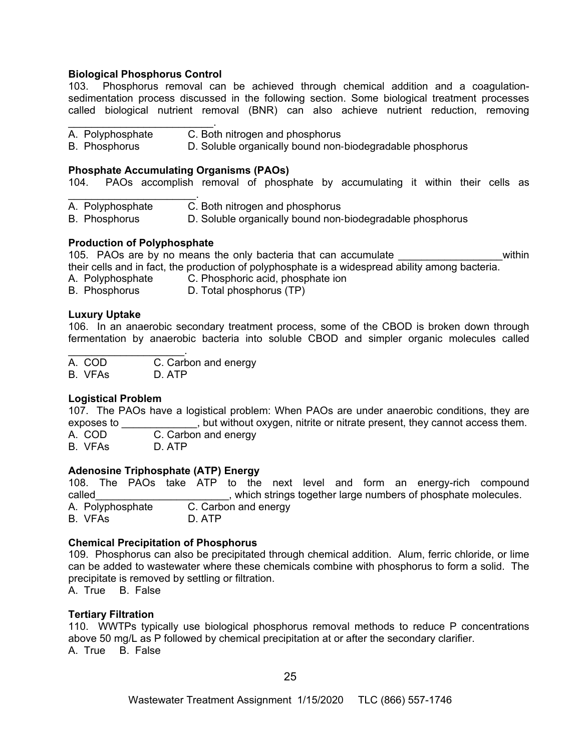**Biological Phosphorus Control**

103. Phosphorus removal can be achieved through chemical addition and a coagulation-sedimentation process discussed in the following section. Some biological treatment processes called biological nutrient removal (BNR) can also achieve nutrient reduction, removing _________________________.

A. Polyphosphate  C. Both nitrogen and phosphorus
B. Phosphorus  D. Soluble organically bound non-biodegradable phosphorus

**Phosphate Accumulating Organisms (PAOs)**

104. PAOs accomplish removal of phosphate by accumulating it within their cells as ______________________.

A. Polyphosphate  C. Both nitrogen and phosphorus
B. Phosphorus  D. Soluble organically bound non-biodegradable phosphorus

**Production of Polyphosphate**

105. PAOs are by no means the only bacteria that can accumulate __________________within their cells and in fact, the production of polyphosphate is a widespread ability among bacteria.

A. Polyphosphate  C. Phosphoric acid, phosphate ion
B. Phosphorus  D. Total phosphorus (TP)

**Luxury Uptake**

106. In an anaerobic secondary treatment process, some of the CBOD is broken down through fermentation by anaerobic bacteria into soluble CBOD and simpler organic molecules called ___________________.

A. COD  C. Carbon and energy
B. VFAs  D. ATP

**Logistical Problem**

107. The PAOs have a logistical problem: When PAOs are under anaerobic conditions, they are exposes to _____________, but without oxygen, nitrite or nitrate present, they cannot access them.

A. COD  C. Carbon and energy
B. VFAs  D. ATP

**Adenosine Triphosphate (ATP) Energy**

108. The PAOs take ATP to the next level and form an energy-rich compound called_______________________, which strings together large numbers of phosphate molecules.

A. Polyphosphate  C. Carbon and energy
B. VFAs  D. ATP

**Chemical Precipitation of Phosphorus**

109. Phosphorus can also be precipitated through chemical addition. Alum, ferric chloride, or lime can be added to wastewater where these chemicals combine with phosphorus to form a solid. The precipitate is removed by settling or filtration.

A. True  B. False

**Tertiary Filtration**

110. WWTPs typically use biological phosphorus removal methods to reduce P concentrations above 50 mg/L as P followed by chemical precipitation at or after the secondary clarifier.

A. True  B. False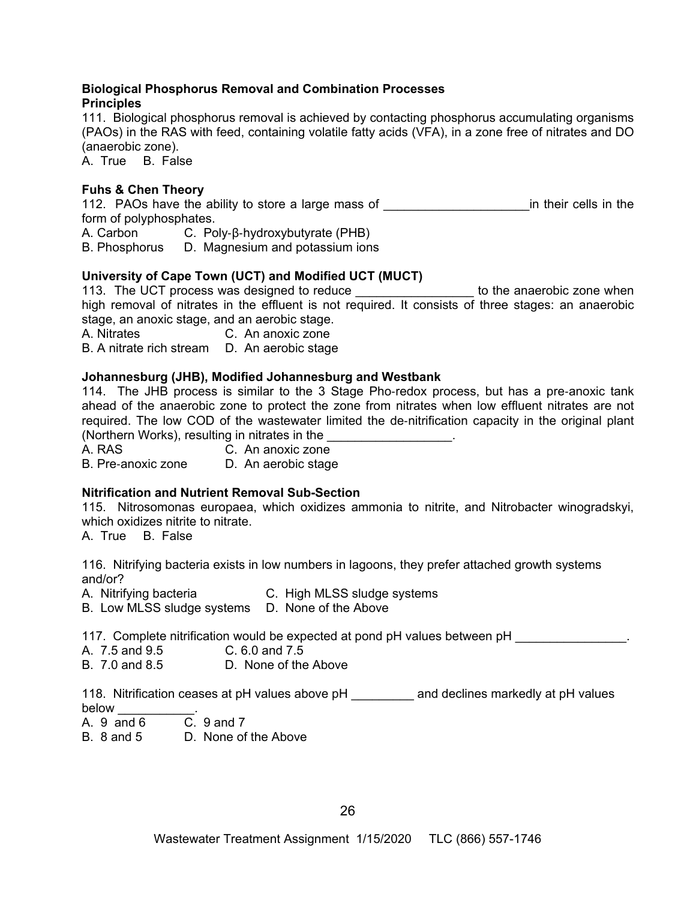**Biological Phosphorus Removal and Combination Processes**
**Principles**

111. Biological phosphorus removal is achieved by contacting phosphorus accumulating organisms (PAOs) in the RAS with feed, containing volatile fatty acids (VFA), in a zone free of nitrates and DO (anaerobic zone).
A. True B. False

**Fuhs & Chen Theory**

112. PAOs have the ability to store a large mass of _____________________in their cells in the form of polyphosphates.
A. Carbon C. Poly-β-hydroxybutyrate (PHB)
B. Phosphorus D. Magnesium and potassium ions

**University of Cape Town (UCT) and Modified UCT (MUCT)**

113. The UCT process was designed to reduce _________________ to the anaerobic zone when high removal of nitrates in the effluent is not required. It consists of three stages: an anaerobic stage, an anoxic stage, and an aerobic stage.
A. Nitrates C. An anoxic zone
B. A nitrate rich stream D. An aerobic stage

**Johannesburg (JHB), Modified Johannesburg and Westbank**

114. The JHB process is similar to the 3 Stage Pho-redox process, but has a pre-anoxic tank ahead of the anaerobic zone to protect the zone from nitrates when low effluent nitrates are not required. The low COD of the wastewater limited the de-nitrification capacity in the original plant (Northern Works), resulting in nitrates in the __________________.
A. RAS C. An anoxic zone
B. Pre-anoxic zone D. An aerobic stage

**Nitrification and Nutrient Removal Sub-Section**

115. Nitrosomonas europaea, which oxidizes ammonia to nitrite, and Nitrobacter winogradskyi, which oxidizes nitrite to nitrate.
A. True B. False

116. Nitrifying bacteria exists in low numbers in lagoons, they prefer attached growth systems and/or?
A. Nitrifying bacteria C. High MLSS sludge systems
B. Low MLSS sludge systems D. None of the Above

117. Complete nitrification would be expected at pond pH values between pH ________________.
A. 7.5 and 9.5 C. 6.0 and 7.5
B. 7.0 and 8.5 D. None of the Above

118. Nitrification ceases at pH values above pH _________ and declines markedly at pH values below ___________.
A. 9 and 6 C. 9 and 7
B. 8 and 5 D. None of the Above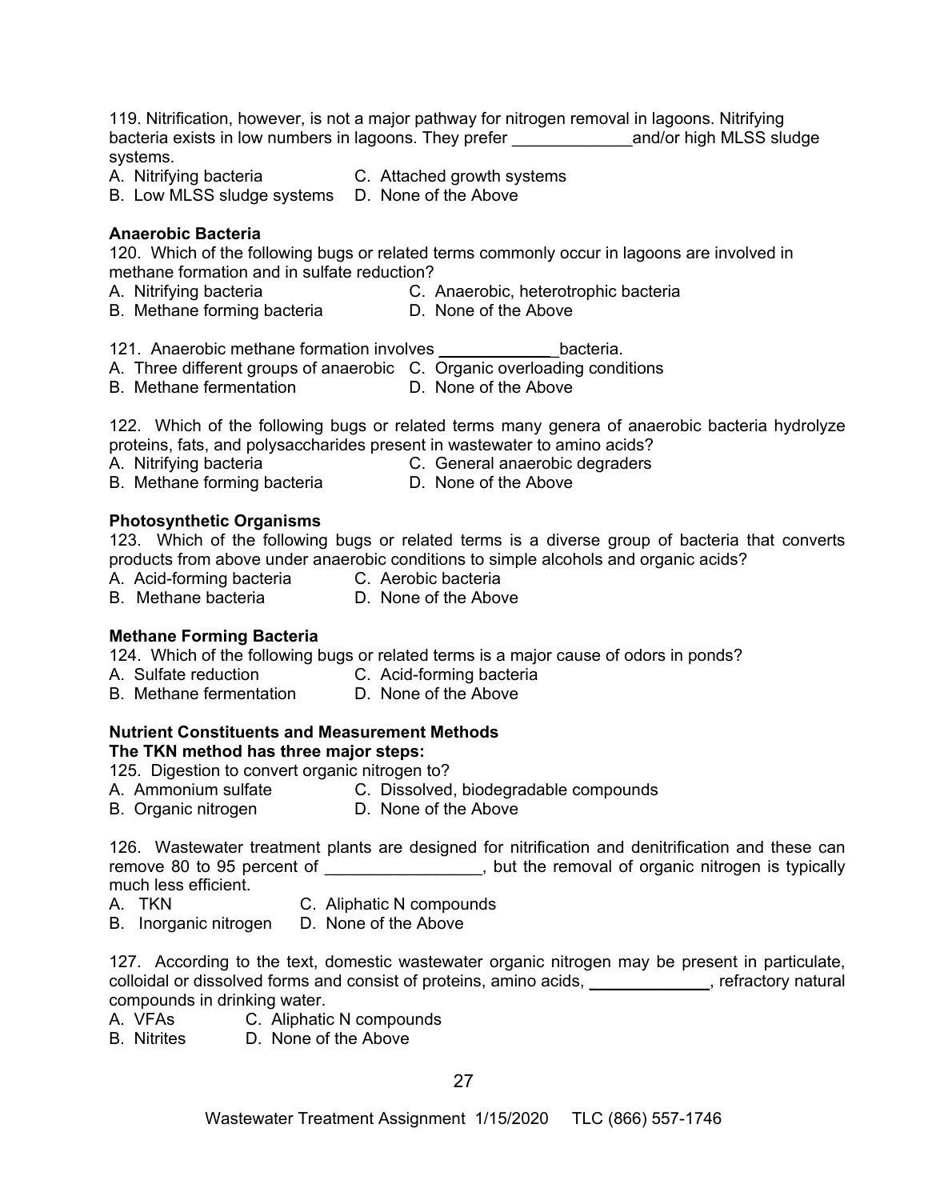119. Nitrification, however, is not a major pathway for nitrogen removal in lagoons. Nitrifying bacteria exists in low numbers in lagoons. They prefer _____________and/or high MLSS sludge systems.

A. Nitrifying bacteria  C. Attached growth systems
B. Low MLSS sludge systems  D. None of the Above

**Anaerobic Bacteria**

120. Which of the following bugs or related terms commonly occur in lagoons are involved in methane formation and in sulfate reduction?

A. Nitrifying bacteria  C. Anaerobic, heterotrophic bacteria
B. Methane forming bacteria  D. None of the Above

121. Anaerobic methane formation involves _____________bacteria.

A. Three different groups of anaerobic  C. Organic overloading conditions
B. Methane fermentation  D. None of the Above

122. Which of the following bugs or related terms many genera of anaerobic bacteria hydrolyze proteins, fats, and polysaccharides present in wastewater to amino acids?

A. Nitrifying bacteria  C. General anaerobic degraders
B. Methane forming bacteria  D. None of the Above

**Photosynthetic Organisms**

123. Which of the following bugs or related terms is a diverse group of bacteria that converts products from above under anaerobic conditions to simple alcohols and organic acids?

A. Acid-forming bacteria  C. Aerobic bacteria
B. Methane bacteria  D. None of the Above

**Methane Forming Bacteria**

124. Which of the following bugs or related terms is a major cause of odors in ponds?

A. Sulfate reduction  C. Acid-forming bacteria
B. Methane fermentation  D. None of the Above

**Nutrient Constituents and Measurement Methods**

**The TKN method has three major steps:**

125. Digestion to convert organic nitrogen to?

A. Ammonium sulfate  C. Dissolved, biodegradable compounds
B. Organic nitrogen  D. None of the Above

126. Wastewater treatment plants are designed for nitrification and denitrification and these can remove 80 to 95 percent of _________________, but the removal of organic nitrogen is typically much less efficient.

A. TKN  C. Aliphatic N compounds
B. Inorganic nitrogen  D. None of the Above

127. According to the text, domestic wastewater organic nitrogen may be present in particulate, colloidal or dissolved forms and consist of proteins, amino acids, _____________, refractory natural compounds in drinking water.

A. VFAs  C. Aliphatic N compounds
B. Nitrites  D. None of the Above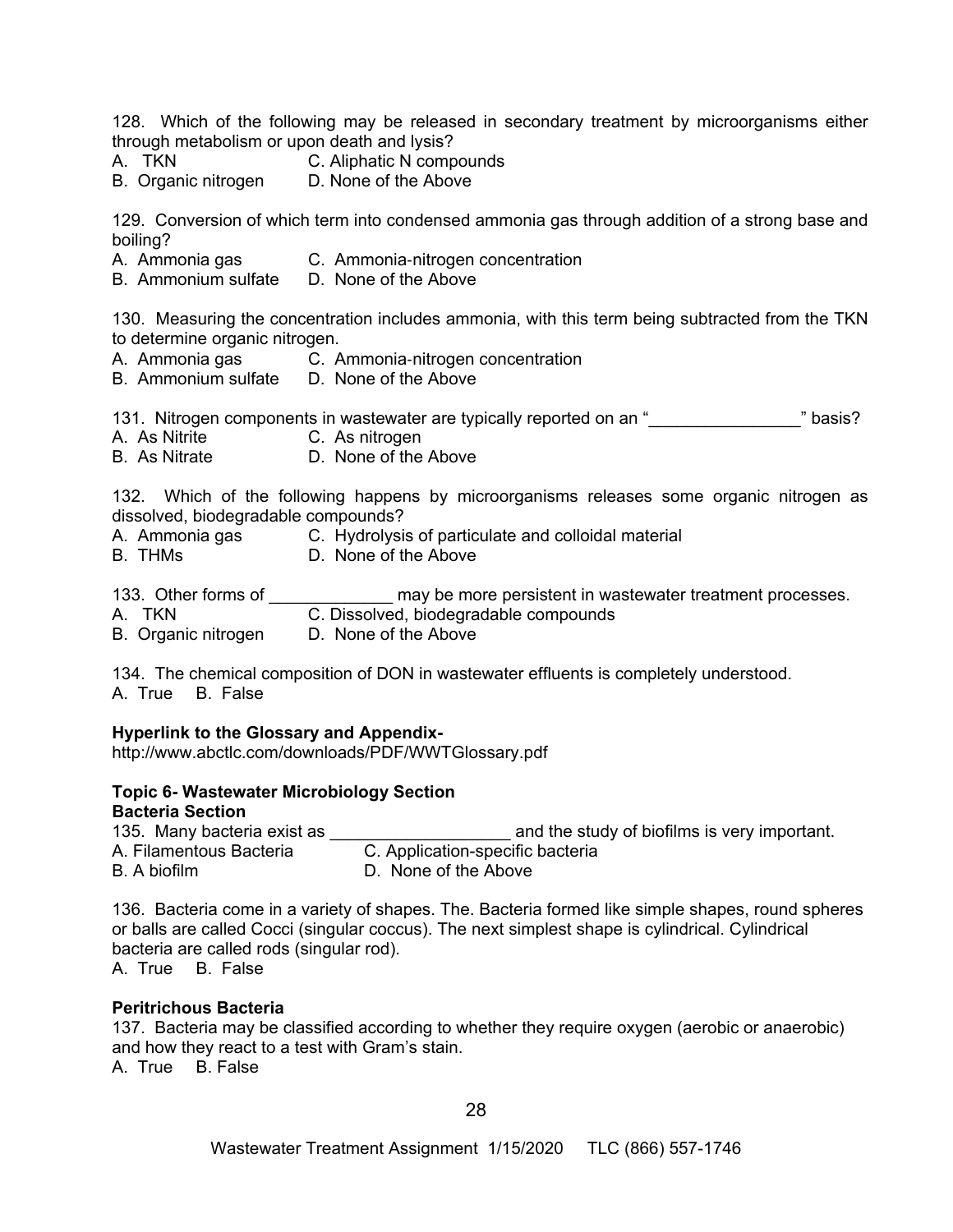128. Which of the following may be released in secondary treatment by microorganisms either through metabolism or upon death and lysis?
A. TKN C. Aliphatic N compounds
B. Organic nitrogen D. None of the Above

129. Conversion of which term into condensed ammonia gas through addition of a strong base and boiling?
A. Ammonia gas C. Ammonia-nitrogen concentration
B. Ammonium sulfate D. None of the Above

130. Measuring the concentration includes ammonia, with this term being subtracted from the TKN to determine organic nitrogen.
A. Ammonia gas C. Ammonia-nitrogen concentration
B. Ammonium sulfate D. None of the Above

131. Nitrogen components in wastewater are typically reported on an "________________" basis?
A. As Nitrite C. As nitrogen
B. As Nitrate D. None of the Above

132. Which of the following happens by microorganisms releases some organic nitrogen as dissolved, biodegradable compounds?
A. Ammonia gas C. Hydrolysis of particulate and colloidal material
B. THMs D. None of the Above

133. Other forms of _____________ may be more persistent in wastewater treatment processes.
A. TKN C. Dissolved, biodegradable compounds
B. Organic nitrogen D. None of the Above

134. The chemical composition of DON in wastewater effluents is completely understood.
A. True B. False

**Hyperlink to the Glossary and Appendix-**
http://www.abctlc.com/downloads/PDF/WWTGlossary.pdf

**Topic 6- Wastewater Microbiology Section**
**Bacteria Section**

135. Many bacteria exist as ___________________ and the study of biofilms is very important.
A. Filamentous Bacteria C. Application-specific bacteria
B. A biofilm D. None of the Above

136. Bacteria come in a variety of shapes. The. Bacteria formed like simple shapes, round spheres or balls are called Cocci (singular coccus). The next simplest shape is cylindrical. Cylindrical bacteria are called rods (singular rod).
A. True B. False

**Peritrichous Bacteria**

137. Bacteria may be classified according to whether they require oxygen (aerobic or anaerobic) and how they react to a test with Gram's stain.
A. True B. False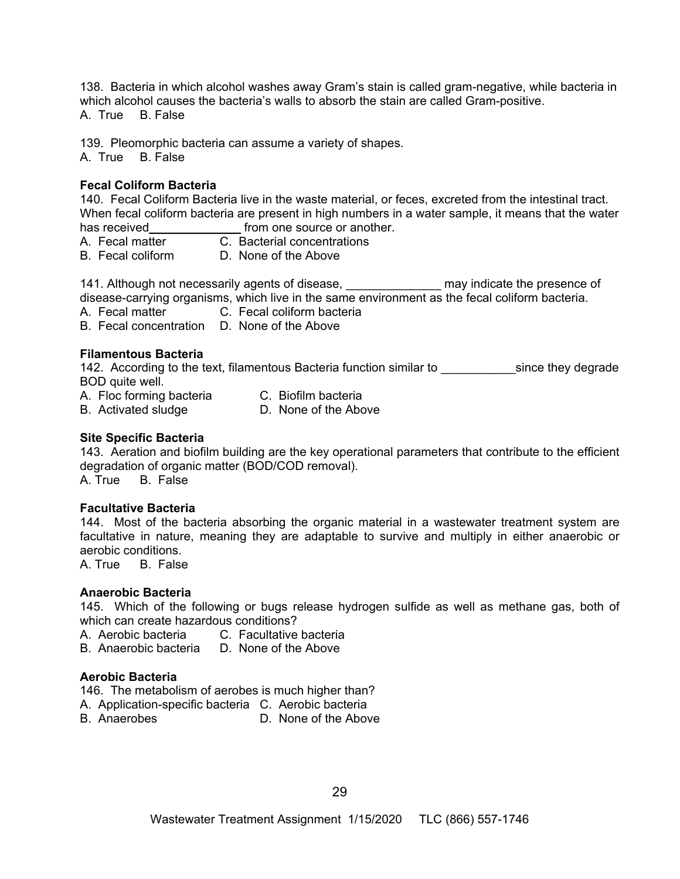138. Bacteria in which alcohol washes away Gram's stain is called gram-negative, while bacteria in which alcohol causes the bacteria's walls to absorb the stain are called Gram-positive.
A. True B. False

139. Pleomorphic bacteria can assume a variety of shapes.
A. True B. False

**Fecal Coliform Bacteria**

140. Fecal Coliform Bacteria live in the waste material, or feces, excreted from the intestinal tract. When fecal coliform bacteria are present in high numbers in a water sample, it means that the water has received______________ from one source or another.
A. Fecal matter C. Bacterial concentrations
B. Fecal coliform D. None of the Above

141. Although not necessarily agents of disease, ______________ may indicate the presence of disease-carrying organisms, which live in the same environment as the fecal coliform bacteria.
A. Fecal matter C. Fecal coliform bacteria
B. Fecal concentration D. None of the Above

**Filamentous Bacteria**

142. According to the text, filamentous Bacteria function similar to ___________since they degrade BOD quite well.
A. Floc forming bacteria C. Biofilm bacteria
B. Activated sludge D. None of the Above

**Site Specific Bacteria**

143. Aeration and biofilm building are the key operational parameters that contribute to the efficient degradation of organic matter (BOD/COD removal).
A. True B. False

**Facultative Bacteria**

144. Most of the bacteria absorbing the organic material in a wastewater treatment system are facultative in nature, meaning they are adaptable to survive and multiply in either anaerobic or aerobic conditions.
A. True B. False

**Anaerobic Bacteria**

145. Which of the following or bugs release hydrogen sulfide as well as methane gas, both of which can create hazardous conditions?
A. Aerobic bacteria C. Facultative bacteria
B. Anaerobic bacteria D. None of the Above

**Aerobic Bacteria**

146. The metabolism of aerobes is much higher than?
A. Application-specific bacteria C. Aerobic bacteria
B. Anaerobes D. None of the Above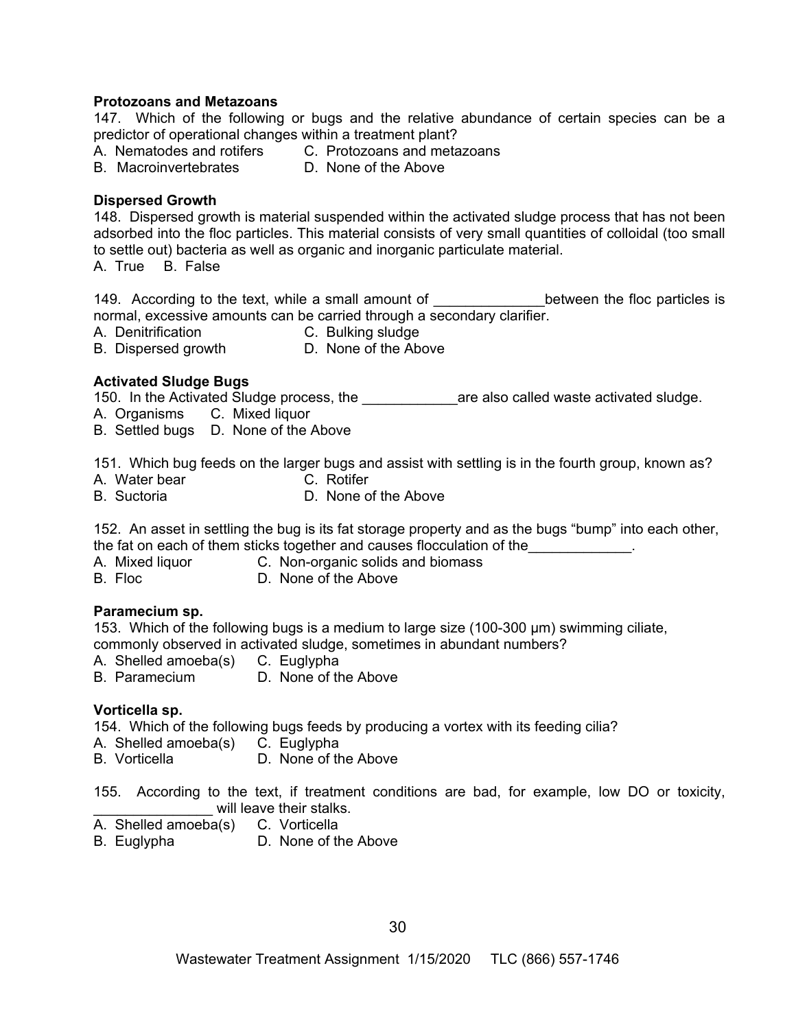**Protozoans and Metazoans**

147. Which of the following or bugs and the relative abundance of certain species can be a predictor of operational changes within a treatment plant?

A. Nematodes and rotifers  C. Protozoans and metazoans
B. Macroinvertebrates  D. None of the Above

**Dispersed Growth**

148. Dispersed growth is material suspended within the activated sludge process that has not been adsorbed into the floc particles. This material consists of very small quantities of colloidal (too small to settle out) bacteria as well as organic and inorganic particulate material.

A. True  B. False

149. According to the text, while a small amount of ______________between the floc particles is normal, excessive amounts can be carried through a secondary clarifier.

A. Denitrification  C. Bulking sludge
B. Dispersed growth  D. None of the Above

**Activated Sludge Bugs**

150. In the Activated Sludge process, the ____________are also called waste activated sludge.

A. Organisms  C. Mixed liquor
B. Settled bugs  D. None of the Above

151. Which bug feeds on the larger bugs and assist with settling is in the fourth group, known as?

A. Water bear  C. Rotifer
B. Suctoria  D. None of the Above

152. An asset in settling the bug is its fat storage property and as the bugs "bump" into each other, the fat on each of them sticks together and causes flocculation of the_____________.

A. Mixed liquor  C. Non-organic solids and biomass
B. Floc  D. None of the Above

**Paramecium sp.**

153. Which of the following bugs is a medium to large size (100-300 μm) swimming ciliate, commonly observed in activated sludge, sometimes in abundant numbers?

A. Shelled amoeba(s)  C. Euglypha
B. Paramecium  D. None of the Above

**Vorticella sp.**

154. Which of the following bugs feeds by producing a vortex with its feeding cilia?

A. Shelled amoeba(s)  C. Euglypha
B. Vorticella  D. None of the Above

155. According to the text, if treatment conditions are bad, for example, low DO or toxicity, _______________ will leave their stalks.

A. Shelled amoeba(s)  C. Vorticella
B. Euglypha  D. None of the Above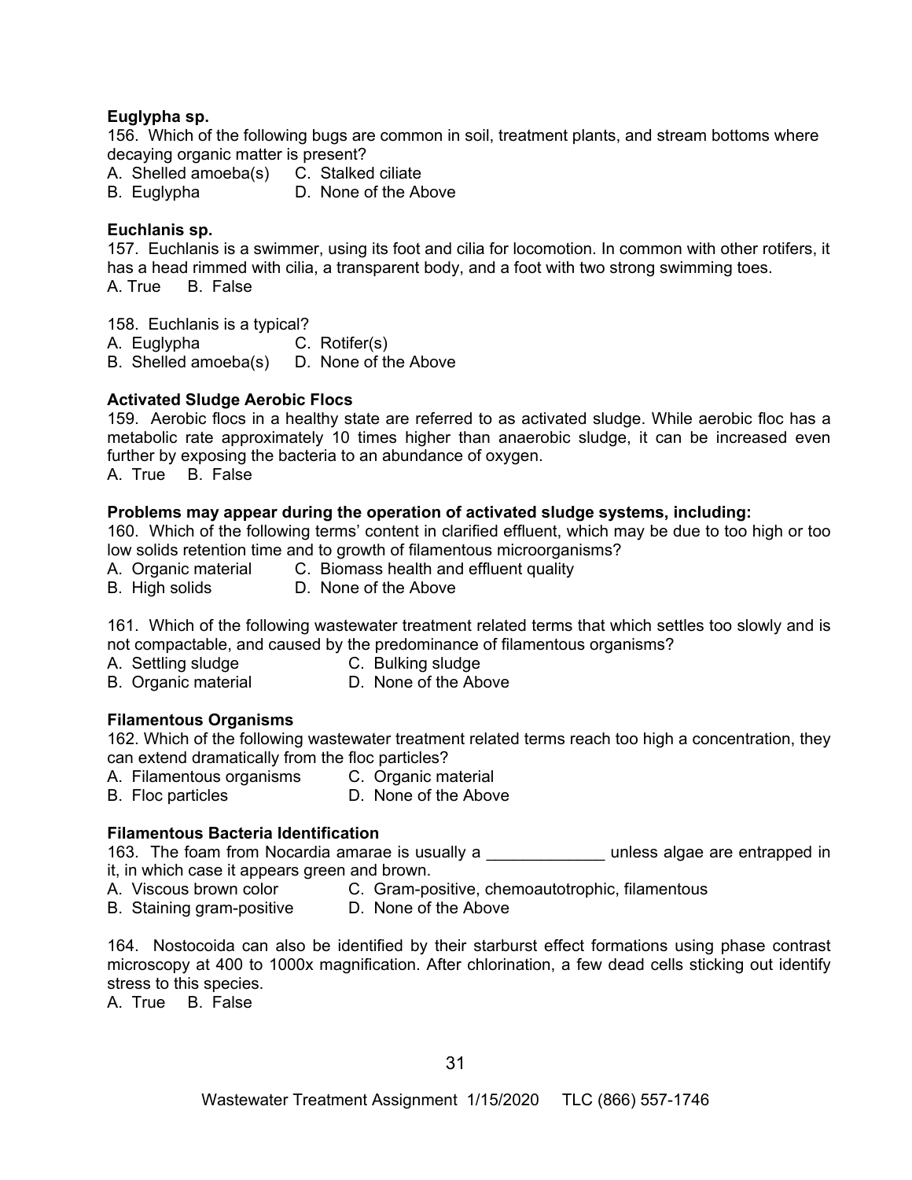**Euglypha sp.**

156. Which of the following bugs are common in soil, treatment plants, and stream bottoms where decaying organic matter is present?

A. Shelled amoeba(s) C. Stalked ciliate
B. Euglypha D. None of the Above

**Euchlanis sp.**

157. Euchlanis is a swimmer, using its foot and cilia for locomotion. In common with other rotifers, it has a head rimmed with cilia, a transparent body, and a foot with two strong swimming toes.

A. True B. False

158. Euchlanis is a typical?

A. Euglypha C. Rotifer(s)
B. Shelled amoeba(s) D. None of the Above

**Activated Sludge Aerobic Flocs**

159. Aerobic flocs in a healthy state are referred to as activated sludge. While aerobic floc has a metabolic rate approximately 10 times higher than anaerobic sludge, it can be increased even further by exposing the bacteria to an abundance of oxygen.

A. True B. False

**Problems may appear during the operation of activated sludge systems, including:**

160. Which of the following terms' content in clarified effluent, which may be due to too high or too low solids retention time and to growth of filamentous microorganisms?

A. Organic material C. Biomass health and effluent quality
B. High solids D. None of the Above

161. Which of the following wastewater treatment related terms that which settles too slowly and is not compactable, and caused by the predominance of filamentous organisms?

A. Settling sludge C. Bulking sludge
B. Organic material D. None of the Above

**Filamentous Organisms**

162. Which of the following wastewater treatment related terms reach too high a concentration, they can extend dramatically from the floc particles?

A. Filamentous organisms C. Organic material
B. Floc particles D. None of the Above

**Filamentous Bacteria Identification**

163. The foam from Nocardia amarae is usually a _____________ unless algae are entrapped in it, in which case it appears green and brown.

A. Viscous brown color C. Gram-positive, chemoautotrophic, filamentous
B. Staining gram-positive D. None of the Above

164. Nostocoida can also be identified by their starburst effect formations using phase contrast microscopy at 400 to 1000x magnification. After chlorination, a few dead cells sticking out identify stress to this species.

A. True B. False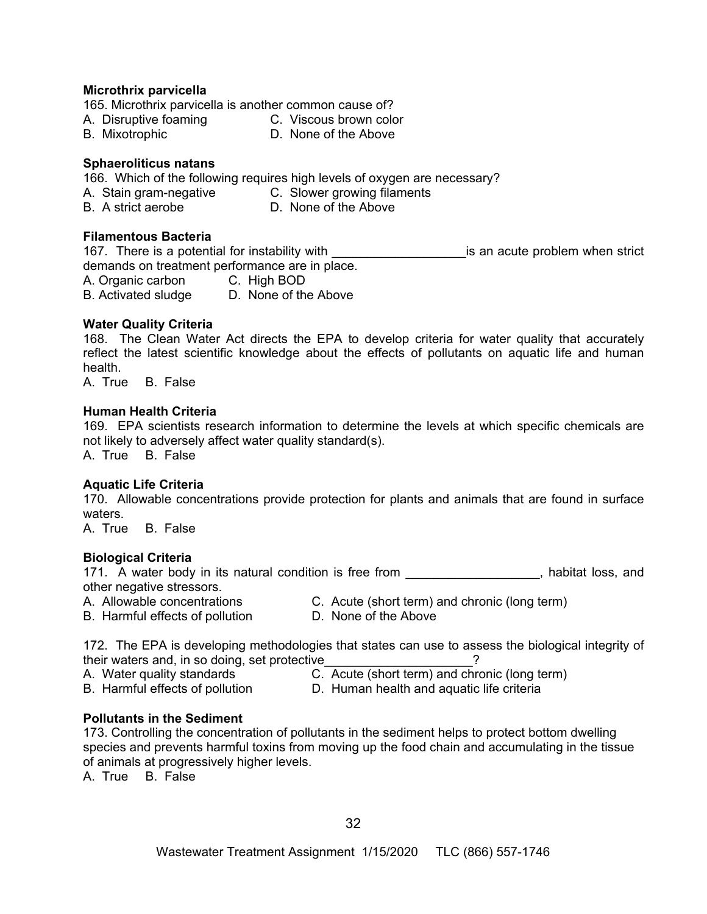**Microthrix parvicella**

165. Microthrix parvicella is another common cause of?

A. Disruptive foaming
B. Mixotrophic
C. Viscous brown color
D. None of the Above

**Sphaeroliticus natans**

166. Which of the following requires high levels of oxygen are necessary?

A. Stain gram-negative
B. A strict aerobe
C. Slower growing filaments
D. None of the Above

**Filamentous Bacteria**

167. There is a potential for instability with ___________________is an acute problem when strict demands on treatment performance are in place.

A. Organic carbon
B. Activated sludge
C. High BOD
D. None of the Above

**Water Quality Criteria**

168. The Clean Water Act directs the EPA to develop criteria for water quality that accurately reflect the latest scientific knowledge about the effects of pollutants on aquatic life and human health.

A. True B. False

**Human Health Criteria**

169. EPA scientists research information to determine the levels at which specific chemicals are not likely to adversely affect water quality standard(s).

A. True B. False

**Aquatic Life Criteria**

170. Allowable concentrations provide protection for plants and animals that are found in surface waters.

A. True B. False

**Biological Criteria**

171. A water body in its natural condition is free from ___________________, habitat loss, and other negative stressors.

A. Allowable concentrations
B. Harmful effects of pollution
C. Acute (short term) and chronic (long term)
D. None of the Above

172. The EPA is developing methodologies that states can use to assess the biological integrity of their waters and, in so doing, set protective_____________________?

A. Water quality standards
B. Harmful effects of pollution
C. Acute (short term) and chronic (long term)
D. Human health and aquatic life criteria

**Pollutants in the Sediment**

173. Controlling the concentration of pollutants in the sediment helps to protect bottom dwelling species and prevents harmful toxins from moving up the food chain and accumulating in the tissue of animals at progressively higher levels.

A. True B. False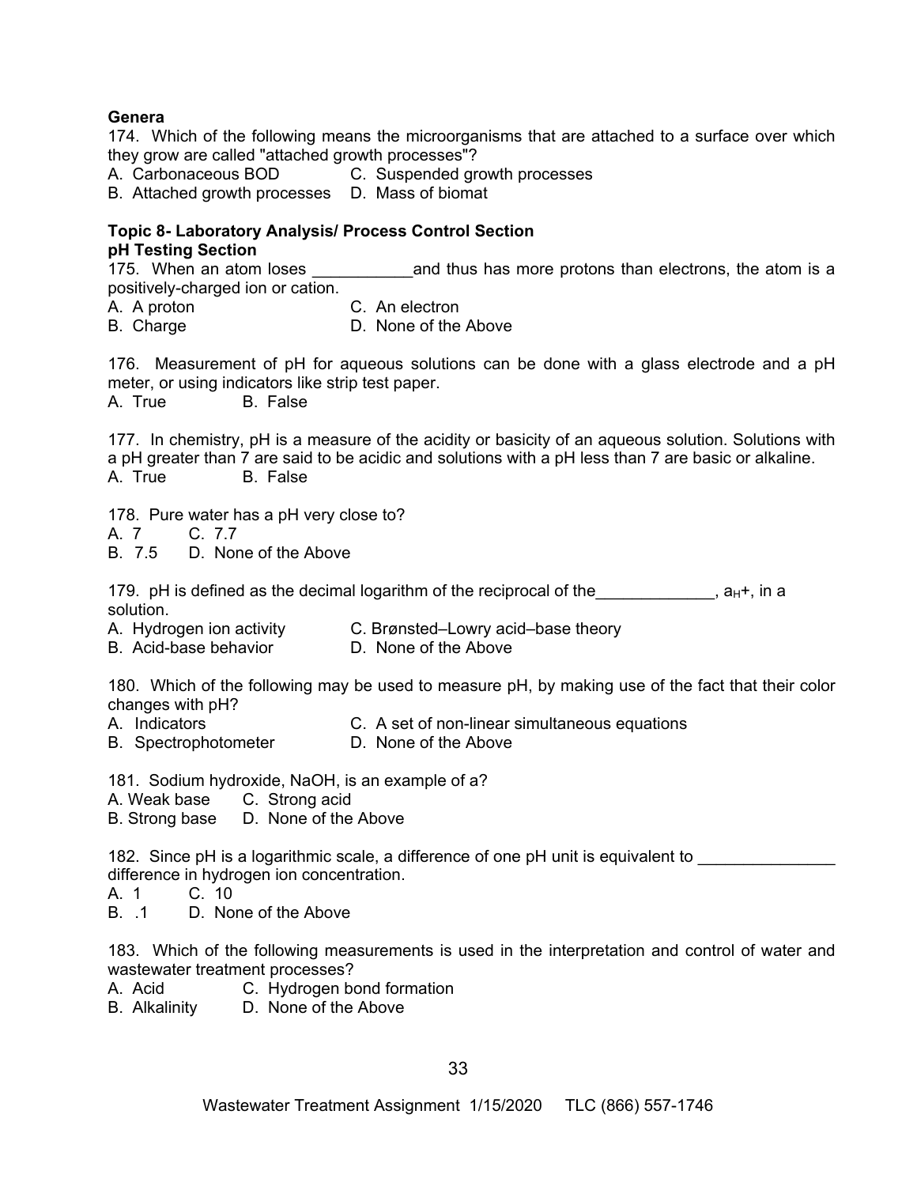**Genera**

174. Which of the following means the microorganisms that are attached to a surface over which they grow are called "attached growth processes"?

A. Carbonaceous BOD
B. Attached growth processes
C. Suspended growth processes
D. Mass of biomat

**Topic 8- Laboratory Analysis/ Process Control Section**

**pH Testing Section**

175. When an atom loses ___________and thus has more protons than electrons, the atom is a positively-charged ion or cation.

A. A proton
B. Charge
C. An electron
D. None of the Above

176. Measurement of pH for aqueous solutions can be done with a glass electrode and a pH meter, or using indicators like strip test paper.

A. True
B. False

177. In chemistry, pH is a measure of the acidity or basicity of an aqueous solution. Solutions with a pH greater than 7 are said to be acidic and solutions with a pH less than 7 are basic or alkaline.

A. True
B. False

178. Pure water has a pH very close to?

A. 7
B. 7.5
C. 7.7
D. None of the Above

179. pH is defined as the decimal logarithm of the reciprocal of the_____________, $a_H+$, in a solution.

A. Hydrogen ion activity
B. Acid-base behavior
C. Brønsted–Lowry acid–base theory
D. None of the Above

180. Which of the following may be used to measure pH, by making use of the fact that their color changes with pH?

A. Indicators
B. Spectrophotometer
C. A set of non-linear simultaneous equations
D. None of the Above

181. Sodium hydroxide, NaOH, is an example of a?

A. Weak base
B. Strong base
C. Strong acid
D. None of the Above

182. Since pH is a logarithmic scale, a difference of one pH unit is equivalent to _______________ difference in hydrogen ion concentration.

A. 1
B. .1
C. 10
D. None of the Above

183. Which of the following measurements is used in the interpretation and control of water and wastewater treatment processes?

A. Acid
B. Alkalinity
C. Hydrogen bond formation
D. None of the Above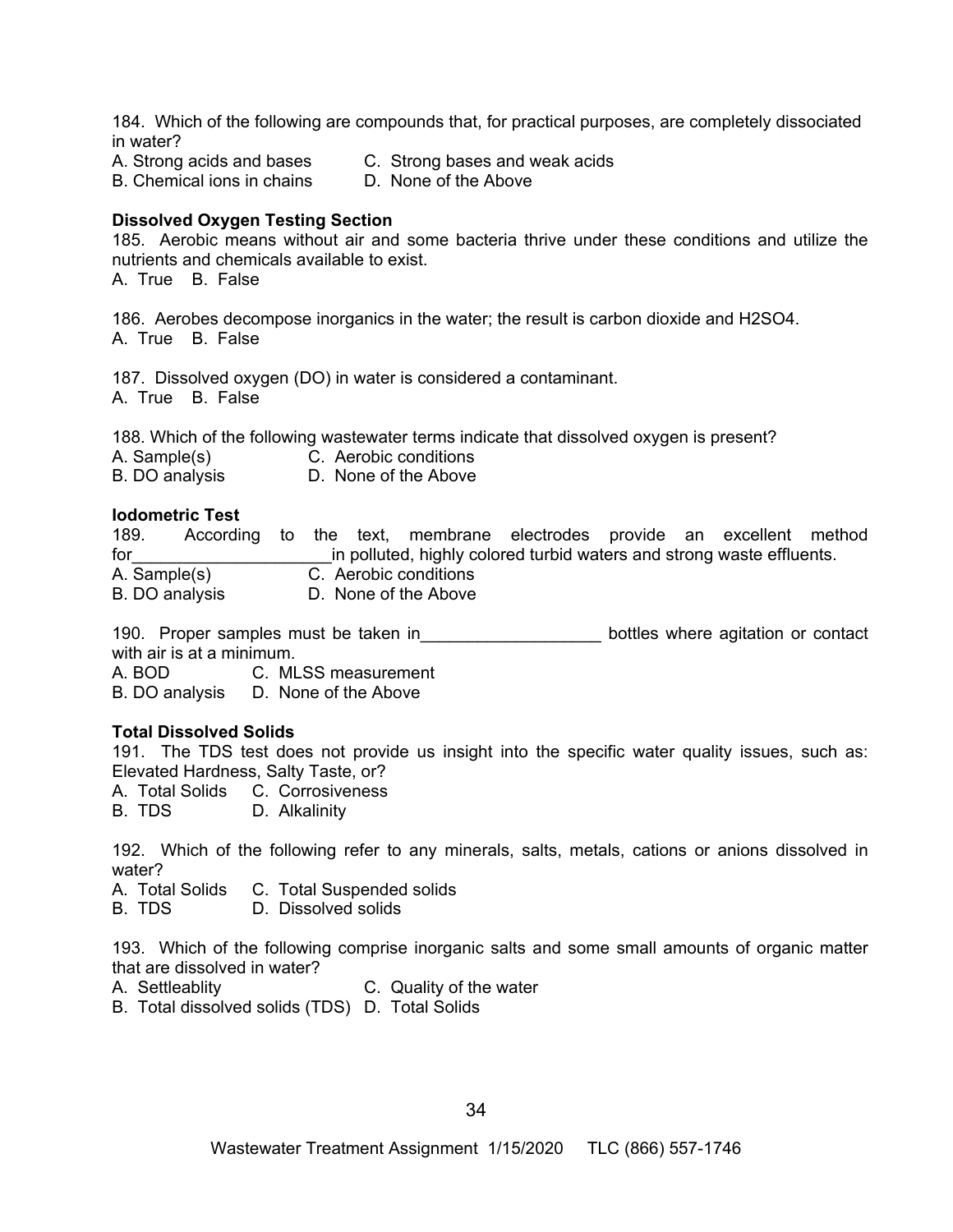184. Which of the following are compounds that, for practical purposes, are completely dissociated in water?

A. Strong acids and bases  C. Strong bases and weak acids
B. Chemical ions in chains  D. None of the Above

**Dissolved Oxygen Testing Section**

185. Aerobic means without air and some bacteria thrive under these conditions and utilize the nutrients and chemicals available to exist.

A. True  B. False

186. Aerobes decompose inorganics in the water; the result is carbon dioxide and $H_2SO_4$.

A. True  B. False

187. Dissolved oxygen (DO) in water is considered a contaminant.

A. True  B. False

188. Which of the following wastewater terms indicate that dissolved oxygen is present?

A. Sample(s)  C. Aerobic conditions
B. DO analysis  D. None of the Above

**Iodometric Test**

189. According to the text, membrane electrodes provide an excellent method for_____________________in polluted, highly colored turbid waters and strong waste effluents.

A. Sample(s)  C. Aerobic conditions
B. DO analysis  D. None of the Above

190. Proper samples must be taken in___________________ bottles where agitation or contact with air is at a minimum.

A. BOD  C. MLSS measurement
B. DO analysis  D. None of the Above

**Total Dissolved Solids**

191. The TDS test does not provide us insight into the specific water quality issues, such as: Elevated Hardness, Salty Taste, or?

A. Total Solids  C. Corrosiveness
B. TDS  D. Alkalinity

192. Which of the following refer to any minerals, salts, metals, cations or anions dissolved in water?

A. Total Solids  C. Total Suspended solids
B. TDS  D. Dissolved solids

193. Which of the following comprise inorganic salts and some small amounts of organic matter that are dissolved in water?

A. Settleablity  C. Quality of the water
B. Total dissolved solids (TDS)  D. Total Solids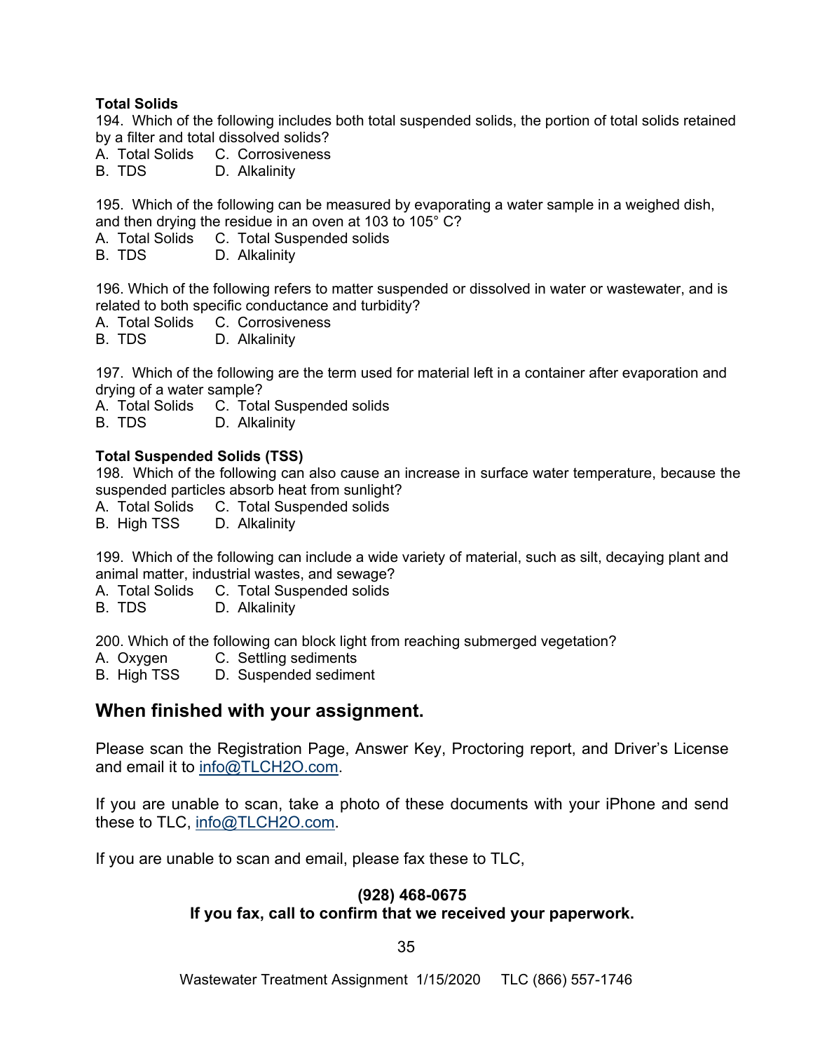**Total Solids**

194. Which of the following includes both total suspended solids, the portion of total solids retained by a filter and total dissolved solids?
A. Total Solids  C. Corrosiveness
B. TDS  D. Alkalinity

195. Which of the following can be measured by evaporating a water sample in a weighed dish, and then drying the residue in an oven at 103 to 105° C?
A. Total Solids  C. Total Suspended solids
B. TDS  D. Alkalinity

196. Which of the following refers to matter suspended or dissolved in water or wastewater, and is related to both specific conductance and turbidity?
A. Total Solids  C. Corrosiveness
B. TDS  D. Alkalinity

197. Which of the following are the term used for material left in a container after evaporation and drying of a water sample?
A. Total Solids  C. Total Suspended solids
B. TDS  D. Alkalinity

**Total Suspended Solids (TSS)**

198. Which of the following can also cause an increase in surface water temperature, because the suspended particles absorb heat from sunlight?
A. Total Solids  C. Total Suspended solids
B. High TSS  D. Alkalinity

199. Which of the following can include a wide variety of material, such as silt, decaying plant and animal matter, industrial wastes, and sewage?
A. Total Solids  C. Total Suspended solids
B. TDS  D. Alkalinity

200. Which of the following can block light from reaching submerged vegetation?
A. Oxygen  C. Settling sediments
B. High TSS  D. Suspended sediment

## When finished with your assignment.

Please scan the Registration Page, Answer Key, Proctoring report, and Driver's License and email it to info@TLCH2O.com.

If you are unable to scan, take a photo of these documents with your iPhone and send these to TLC, info@TLCH2O.com.

If you are unable to scan and email, please fax these to TLC,

**(928) 468-0675**
**If you fax, call to confirm that we received your paperwork.**